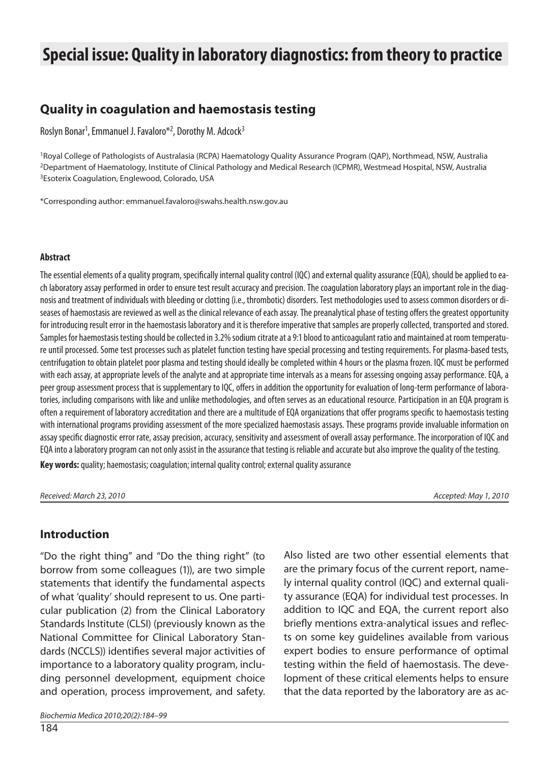# Special issue: Quality in laboratory diagnostics: from theory to practice

## Quality in coagulation and haemostasis testing

Roslyn Bonar[1], Emmanuel J. Favaloro*[2], Dorothy M. Adcock[3]

[1]Royal College of Pathologists of Australasia (RCPA) Haematology Quality Assurance Program (QAP), Northmead, NSW, Australia
[2]Department of Haematology, Institute of Clinical Pathology and Medical Research (ICPMR), Westmead Hospital, NSW, Australia
[3]Esoterix Coagulation, Englewood, Colorado, USA

*Corresponding author: emmanuel.favaloro@swahs.health.nsw.gov.au

#### Abstract

The essential elements of a quality program, specifically internal quality control (IQC) and external quality assurance (EQA), should be applied to each laboratory assay performed in order to ensure test result accuracy and precision. The coagulation laboratory plays an important role in the diagnosis and treatment of individuals with bleeding or clotting (i.e., thrombotic) disorders. Test methodologies used to assess common disorders or diseases of haemostasis are reviewed as well as the clinical relevance of each assay. The preanalytical phase of testing offers the greatest opportunity for introducing result error in the haemostasis laboratory and it is therefore imperative that samples are properly collected, transported and stored. Samples for haemostasis testing should be collected in 3.2% sodium citrate at a 9:1 blood to anticoagulant ratio and maintained at room temperature until processed. Some test processes such as platelet function testing have special processing and testing requirements. For plasma-based tests, centrifugation to obtain platelet poor plasma and testing should ideally be completed within 4 hours or the plasma frozen. IQC must be performed with each assay, at appropriate levels of the analyte and at appropriate time intervals as a means for assessing ongoing assay performance. EQA, a peer group assessment process that is supplementary to IQC, offers in addition the opportunity for evaluation of long-term performance of laboratories, including comparisons with like and unlike methodologies, and often serves as an educational resource. Participation in an EQA program is often a requirement of laboratory accreditation and there are a multitude of EQA organizations that offer programs specific to haemostasis testing with international programs providing assessment of the more specialized haemostasis assays. These programs provide invaluable information on assay specific diagnostic error rate, assay precision, accuracy, sensitivity and assessment of overall assay performance. The incorporation of IQC and EQA into a laboratory program can not only assist in the assurance that testing is reliable and accurate but also improve the quality of the testing.

**Key words:** quality; haemostasis; coagulation; internal quality control; external quality assurance

*Received: March 23, 2010* *Accepted: May 1, 2010*

## Introduction

"Do the right thing" and "Do the thing right" (to borrow from some colleagues (1)), are two simple statements that identify the fundamental aspects of what 'quality' should represent to us. One particular publication (2) from the Clinical Laboratory Standards Institute (CLSI) (previously known as the National Committee for Clinical Laboratory Standards (NCCLS)) identifies several major activities of importance to a laboratory quality program, including personnel development, equipment choice and operation, process improvement, and safety. Also listed are two other essential elements that are the primary focus of the current report, namely internal quality control (IQC) and external quality assurance (EQA) for individual test processes. In addition to IQC and EQA, the current report also briefly mentions extra-analytical issues and reflects on some key guidelines available from various expert bodies to ensure performance of optimal testing within the field of haemostasis. The development of these critical elements helps to ensure that the data reported by the laboratory are as ac-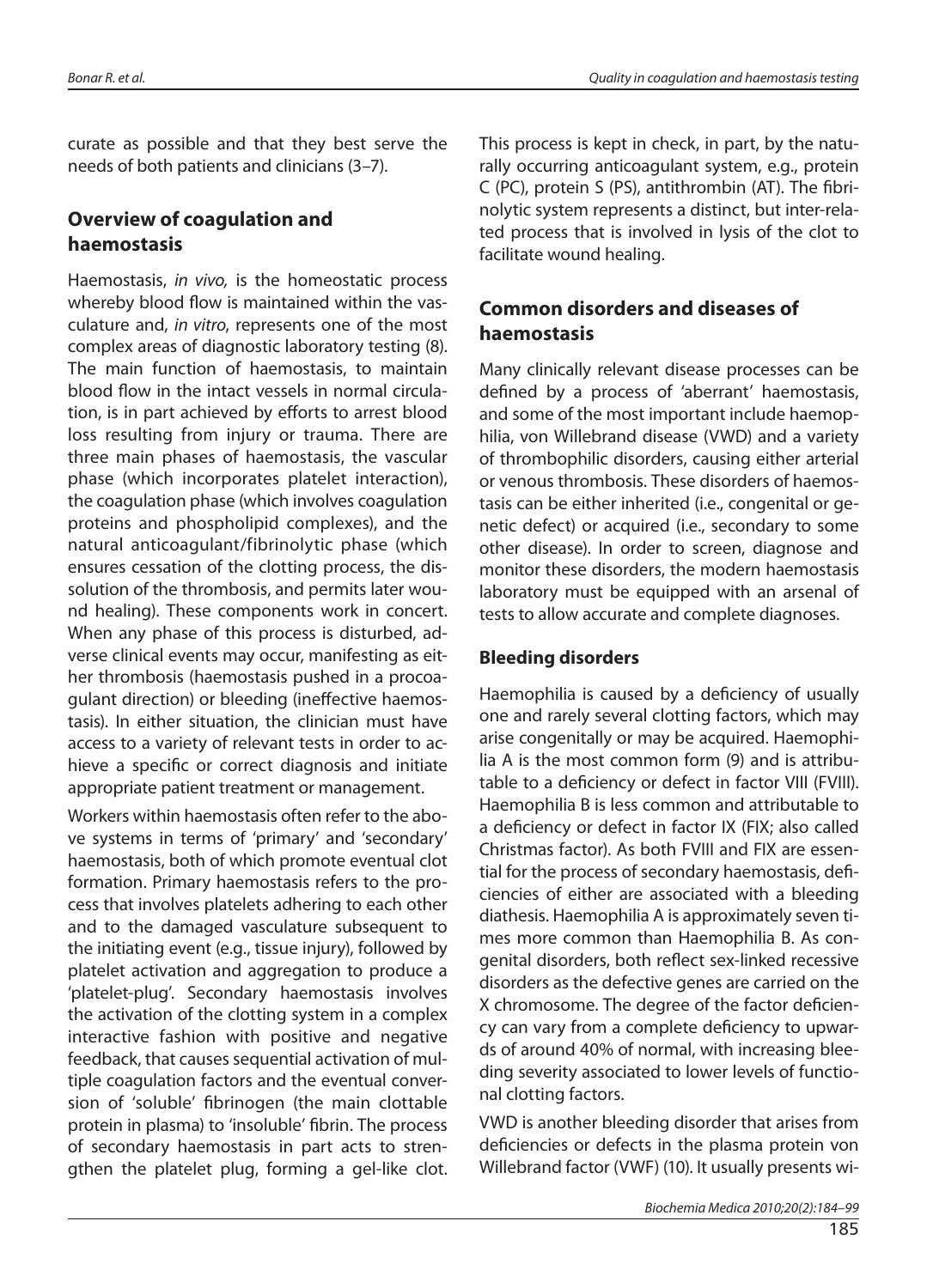curate as possible and that they best serve the needs of both patients and clinicians (3–7).

## Overview of coagulation and haemostasis

Haemostasis, *in vivo,* is the homeostatic process whereby blood flow is maintained within the vasculature and, *in vitro*, represents one of the most complex areas of diagnostic laboratory testing (8). The main function of haemostasis, to maintain blood flow in the intact vessels in normal circulation, is in part achieved by efforts to arrest blood loss resulting from injury or trauma. There are three main phases of haemostasis, the vascular phase (which incorporates platelet interaction), the coagulation phase (which involves coagulation proteins and phospholipid complexes), and the natural anticoagulant/fibrinolytic phase (which ensures cessation of the clotting process, the dissolution of the thrombosis, and permits later wound healing). These components work in concert. When any phase of this process is disturbed, adverse clinical events may occur, manifesting as either thrombosis (haemostasis pushed in a procoagulant direction) or bleeding (ineffective haemostasis). In either situation, the clinician must have access to a variety of relevant tests in order to achieve a specific or correct diagnosis and initiate appropriate patient treatment or management.

Workers within haemostasis often refer to the above systems in terms of 'primary' and 'secondary' haemostasis, both of which promote eventual clot formation. Primary haemostasis refers to the process that involves platelets adhering to each other and to the damaged vasculature subsequent to the initiating event (e.g., tissue injury), followed by platelet activation and aggregation to produce a 'platelet-plug'. Secondary haemostasis involves the activation of the clotting system in a complex interactive fashion with positive and negative feedback, that causes sequential activation of multiple coagulation factors and the eventual conversion of 'soluble' fibrinogen (the main clottable protein in plasma) to 'insoluble' fibrin. The process of secondary haemostasis in part acts to strengthen the platelet plug, forming a gel-like clot. This process is kept in check, in part, by the naturally occurring anticoagulant system, e.g., protein C (PC), protein S (PS), antithrombin (AT). The fibrinolytic system represents a distinct, but inter-related process that is involved in lysis of the clot to facilitate wound healing.

## Common disorders and diseases of haemostasis

Many clinically relevant disease processes can be defined by a process of 'aberrant' haemostasis, and some of the most important include haemophilia, von Willebrand disease (VWD) and a variety of thrombophilic disorders, causing either arterial or venous thrombosis. These disorders of haemostasis can be either inherited (i.e., congenital or genetic defect) or acquired (i.e., secondary to some other disease). In order to screen, diagnose and monitor these disorders, the modern haemostasis laboratory must be equipped with an arsenal of tests to allow accurate and complete diagnoses.

### Bleeding disorders

Haemophilia is caused by a deficiency of usually one and rarely several clotting factors, which may arise congenitally or may be acquired. Haemophilia A is the most common form (9) and is attributable to a deficiency or defect in factor VIII (FVIII). Haemophilia B is less common and attributable to a deficiency or defect in factor IX (FIX; also called Christmas factor). As both FVIII and FIX are essential for the process of secondary haemostasis, deficiencies of either are associated with a bleeding diathesis. Haemophilia A is approximately seven times more common than Haemophilia B. As congenital disorders, both reflect sex-linked recessive disorders as the defective genes are carried on the X chromosome. The degree of the factor deficiency can vary from a complete deficiency to upwards of around 40% of normal, with increasing bleeding severity associated to lower levels of functional clotting factors.

VWD is another bleeding disorder that arises from deficiencies or defects in the plasma protein von Willebrand factor (VWF) (10). It usually presents wi-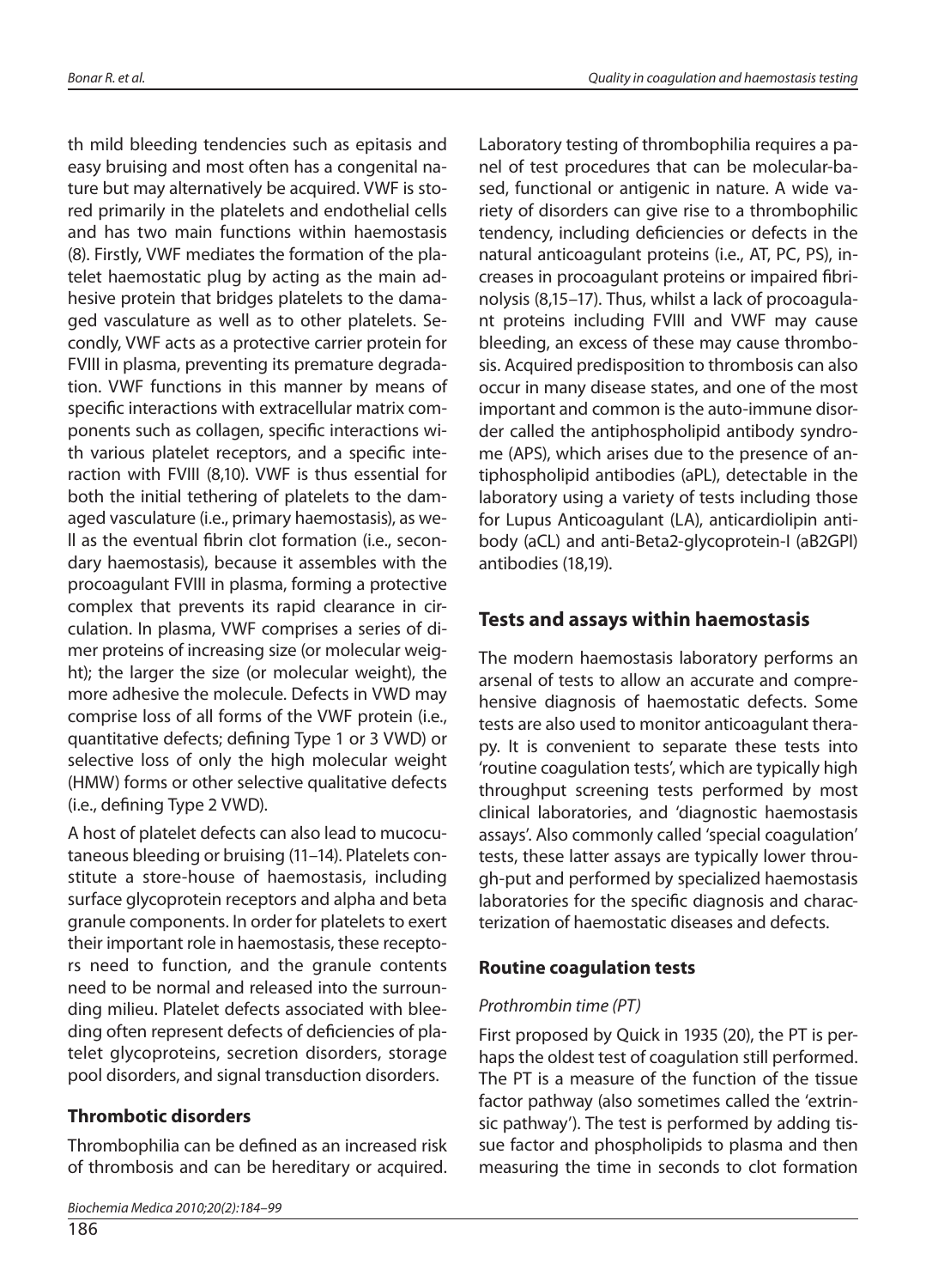th mild bleeding tendencies such as epitasis and easy bruising and most often has a congenital nature but may alternatively be acquired. VWF is stored primarily in the platelets and endothelial cells and has two main functions within haemostasis (8). Firstly, VWF mediates the formation of the platelet haemostatic plug by acting as the main adhesive protein that bridges platelets to the damaged vasculature as well as to other platelets. Secondly, VWF acts as a protective carrier protein for FVIII in plasma, preventing its premature degradation. VWF functions in this manner by means of specific interactions with extracellular matrix components such as collagen, specific interactions with various platelet receptors, and a specific interaction with FVIII (8,10). VWF is thus essential for both the initial tethering of platelets to the damaged vasculature (i.e., primary haemostasis), as well as the eventual fibrin clot formation (i.e., secondary haemostasis), because it assembles with the procoagulant FVIII in plasma, forming a protective complex that prevents its rapid clearance in circulation. In plasma, VWF comprises a series of dimer proteins of increasing size (or molecular weight); the larger the size (or molecular weight), the more adhesive the molecule. Defects in VWD may comprise loss of all forms of the VWF protein (i.e., quantitative defects; defining Type 1 or 3 VWD) or selective loss of only the high molecular weight (HMW) forms or other selective qualitative defects (i.e., defining Type 2 VWD).

A host of platelet defects can also lead to mucocutaneous bleeding or bruising (11–14). Platelets constitute a store-house of haemostasis, including surface glycoprotein receptors and alpha and beta granule components. In order for platelets to exert their important role in haemostasis, these receptors need to function, and the granule contents need to be normal and released into the surrounding milieu. Platelet defects associated with bleeding often represent defects of deficiencies of platelet glycoproteins, secretion disorders, storage pool disorders, and signal transduction disorders.

## Thrombotic disorders

Thrombophilia can be defined as an increased risk of thrombosis and can be hereditary or acquired. Laboratory testing of thrombophilia requires a panel of test procedures that can be molecular-based, functional or antigenic in nature. A wide variety of disorders can give rise to a thrombophilic tendency, including deficiencies or defects in the natural anticoagulant proteins (i.e., AT, PC, PS), increases in procoagulant proteins or impaired fibrinolysis (8,15–17). Thus, whilst a lack of procoagulant proteins including FVIII and VWF may cause bleeding, an excess of these may cause thrombosis. Acquired predisposition to thrombosis can also occur in many disease states, and one of the most important and common is the auto-immune disorder called the antiphospholipid antibody syndrome (APS), which arises due to the presence of antiphospholipid antibodies (aPL), detectable in the laboratory using a variety of tests including those for Lupus Anticoagulant (LA), anticardiolipin antibody (aCL) and anti-Beta2-glycoprotein-I (aB2GPI) antibodies (18,19).

## Tests and assays within haemostasis

The modern haemostasis laboratory performs an arsenal of tests to allow an accurate and comprehensive diagnosis of haemostatic defects. Some tests are also used to monitor anticoagulant therapy. It is convenient to separate these tests into 'routine coagulation tests', which are typically high throughput screening tests performed by most clinical laboratories, and 'diagnostic haemostasis assays'. Also commonly called 'special coagulation' tests, these latter assays are typically lower through-put and performed by specialized haemostasis laboratories for the specific diagnosis and characterization of haemostatic diseases and defects.

## Routine coagulation tests

### *Prothrombin time (PT)*

First proposed by Quick in 1935 (20), the PT is perhaps the oldest test of coagulation still performed. The PT is a measure of the function of the tissue factor pathway (also sometimes called the 'extrinsic pathway'). The test is performed by adding tissue factor and phospholipids to plasma and then measuring the time in seconds to clot formation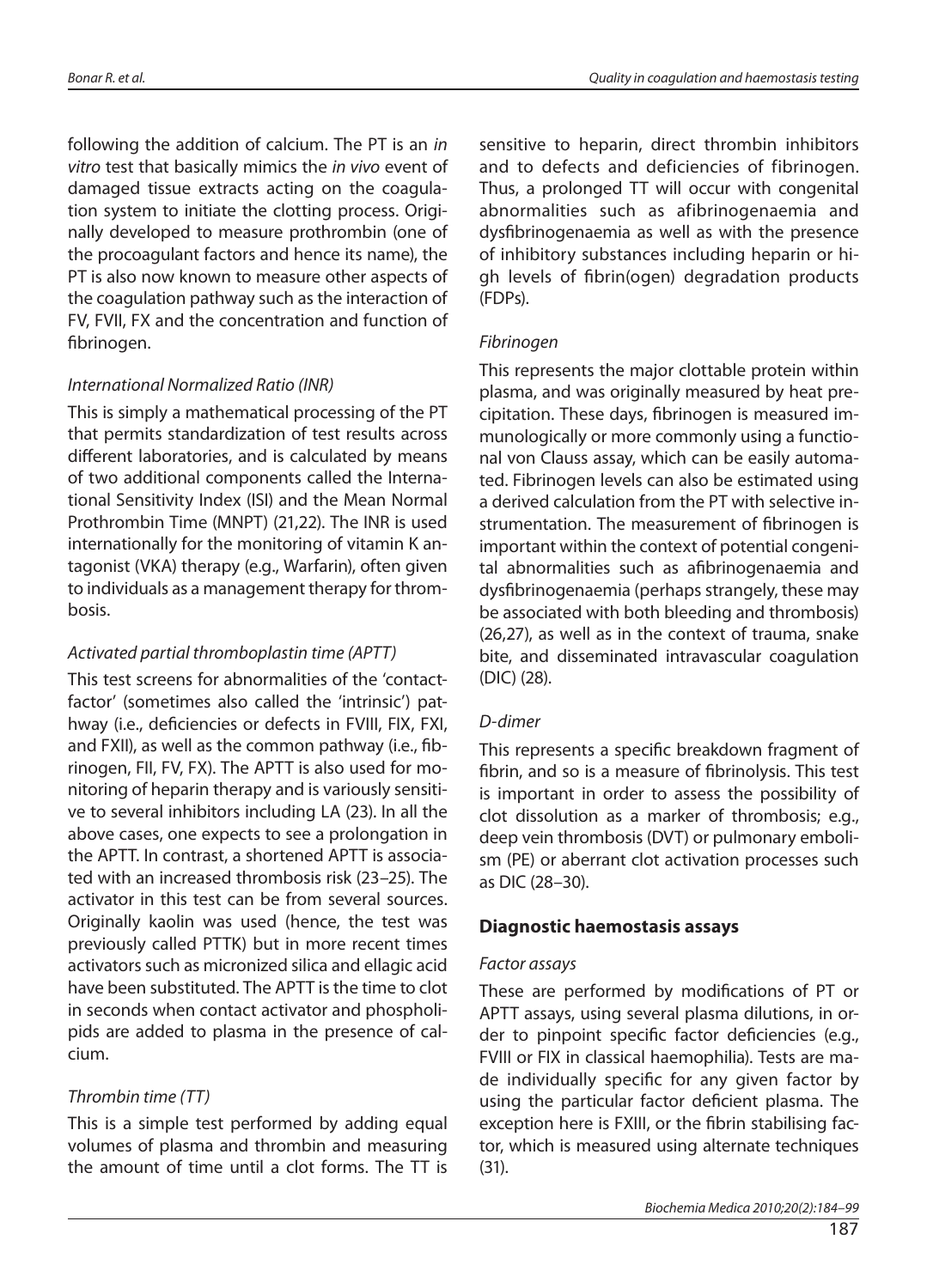following the addition of calcium. The PT is an *in vitro* test that basically mimics the *in vivo* event of damaged tissue extracts acting on the coagulation system to initiate the clotting process. Originally developed to measure prothrombin (one of the procoagulant factors and hence its name), the PT is also now known to measure other aspects of the coagulation pathway such as the interaction of FV, FVII, FX and the concentration and function of fibrinogen.

### *International Normalized Ratio (INR)*

This is simply a mathematical processing of the PT that permits standardization of test results across different laboratories, and is calculated by means of two additional components called the International Sensitivity Index (ISI) and the Mean Normal Prothrombin Time (MNPT) (21,22). The INR is used internationally for the monitoring of vitamin K antagonist (VKA) therapy (e.g., Warfarin), often given to individuals as a management therapy for thrombosis.

### *Activated partial thromboplastin time (APTT)*

This test screens for abnormalities of the 'contact-factor' (sometimes also called the 'intrinsic') pathway (i.e., deficiencies or defects in FVIII, FIX, FXI, and FXII), as well as the common pathway (i.e., fibrinogen, FII, FV, FX). The APTT is also used for monitoring of heparin therapy and is variously sensitive to several inhibitors including LA (23). In all the above cases, one expects to see a prolongation in the APTT. In contrast, a shortened APTT is associated with an increased thrombosis risk (23–25). The activator in this test can be from several sources. Originally kaolin was used (hence, the test was previously called PTTK) but in more recent times activators such as micronized silica and ellagic acid have been substituted. The APTT is the time to clot in seconds when contact activator and phospholipids are added to plasma in the presence of calcium.

### *Thrombin time (TT)*

This is a simple test performed by adding equal volumes of plasma and thrombin and measuring the amount of time until a clot forms. The TT is sensitive to heparin, direct thrombin inhibitors and to defects and deficiencies of fibrinogen. Thus, a prolonged TT will occur with congenital abnormalities such as afibrinogenaemia and dysfibrinogenaemia as well as with the presence of inhibitory substances including heparin or high levels of fibrin(ogen) degradation products (FDPs).

### *Fibrinogen*

This represents the major clottable protein within plasma, and was originally measured by heat precipitation. These days, fibrinogen is measured immunologically or more commonly using a functional von Clauss assay, which can be easily automated. Fibrinogen levels can also be estimated using a derived calculation from the PT with selective instrumentation. The measurement of fibrinogen is important within the context of potential congenital abnormalities such as afibrinogenaemia and dysfibrinogenaemia (perhaps strangely, these may be associated with both bleeding and thrombosis) (26,27), as well as in the context of trauma, snake bite, and disseminated intravascular coagulation (DIC) (28).

### *D-dimer*

This represents a specific breakdown fragment of fibrin, and so is a measure of fibrinolysis. This test is important in order to assess the possibility of clot dissolution as a marker of thrombosis; e.g., deep vein thrombosis (DVT) or pulmonary embolism (PE) or aberrant clot activation processes such as DIC (28–30).

## **Diagnostic haemostasis assays**

### *Factor assays*

These are performed by modifications of PT or APTT assays, using several plasma dilutions, in order to pinpoint specific factor deficiencies (e.g., FVIII or FIX in classical haemophilia). Tests are made individually specific for any given factor by using the particular factor deficient plasma. The exception here is FXIII, or the fibrin stabilising factor, which is measured using alternate techniques (31).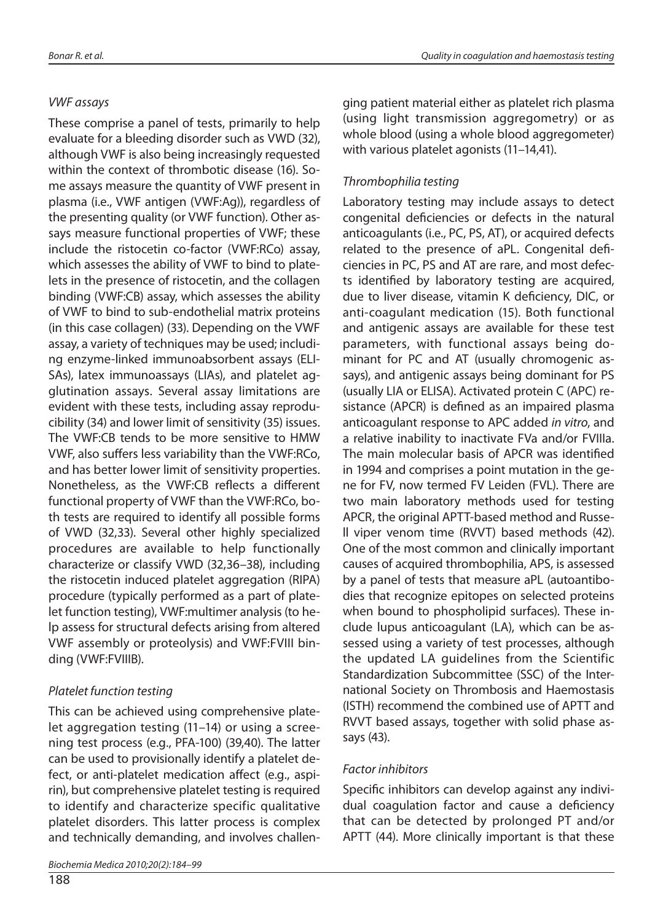### *VWF assays*

These comprise a panel of tests, primarily to help evaluate for a bleeding disorder such as VWD (32), although VWF is also being increasingly requested within the context of thrombotic disease (16). Some assays measure the quantity of VWF present in plasma (i.e., VWF antigen (VWF:Ag)), regardless of the presenting quality (or VWF function). Other assays measure functional properties of VWF; these include the ristocetin co-factor (VWF:RCo) assay, which assesses the ability of VWF to bind to platelets in the presence of ristocetin, and the collagen binding (VWF:CB) assay, which assesses the ability of VWF to bind to sub-endothelial matrix proteins (in this case collagen) (33). Depending on the VWF assay, a variety of techniques may be used; including enzyme-linked immunoabsorbent assays (ELISAs), latex immunoassays (LIAs), and platelet agglutination assays. Several assay limitations are evident with these tests, including assay reproducibility (34) and lower limit of sensitivity (35) issues. The VWF:CB tends to be more sensitive to HMW VWF, also suffers less variability than the VWF:RCo, and has better lower limit of sensitivity properties. Nonetheless, as the VWF:CB reflects a different functional property of VWF than the VWF:RCo, both tests are required to identify all possible forms of VWD (32,33). Several other highly specialized procedures are available to help functionally characterize or classify VWD (32,36–38), including the ristocetin induced platelet aggregation (RIPA) procedure (typically performed as a part of platelet function testing), VWF:multimer analysis (to help assess for structural defects arising from altered VWF assembly or proteolysis) and VWF:FVIII binding (VWF:FVIIIB).

### *Platelet function testing*

This can be achieved using comprehensive platelet aggregation testing (11–14) or using a screening test process (e.g., PFA-100) (39,40). The latter can be used to provisionally identify a platelet defect, or anti-platelet medication affect (e.g., aspirin), but comprehensive platelet testing is required to identify and characterize specific qualitative platelet disorders. This latter process is complex and technically demanding, and involves challenging patient material either as platelet rich plasma (using light transmission aggregometry) or as whole blood (using a whole blood aggregometer) with various platelet agonists (11–14,41).

### *Thrombophilia testing*

Laboratory testing may include assays to detect congenital deficiencies or defects in the natural anticoagulants (i.e., PC, PS, AT), or acquired defects related to the presence of aPL. Congenital deficiencies in PC, PS and AT are rare, and most defects identified by laboratory testing are acquired, due to liver disease, vitamin K deficiency, DIC, or anti-coagulant medication (15). Both functional and antigenic assays are available for these test parameters, with functional assays being dominant for PC and AT (usually chromogenic assays), and antigenic assays being dominant for PS (usually LIA or ELISA). Activated protein C (APC) resistance (APCR) is defined as an impaired plasma anticoagulant response to APC added *in vitro*, and a relative inability to inactivate FVa and/or FVIIIa. The main molecular basis of APCR was identified in 1994 and comprises a point mutation in the gene for FV, now termed FV Leiden (FVL). There are two main laboratory methods used for testing APCR, the original APTT-based method and Russell viper venom time (RVVT) based methods (42). One of the most common and clinically important causes of acquired thrombophilia, APS, is assessed by a panel of tests that measure aPL (autoantibodies that recognize epitopes on selected proteins when bound to phospholipid surfaces). These include lupus anticoagulant (LA), which can be assessed using a variety of test processes, although the updated LA guidelines from the Scientific Standardization Subcommittee (SSC) of the International Society on Thrombosis and Haemostasis (ISTH) recommend the combined use of APTT and RVVT based assays, together with solid phase assays (43).

### *Factor inhibitors*

Specific inhibitors can develop against any individual coagulation factor and cause a deficiency that can be detected by prolonged PT and/or APTT (44). More clinically important is that these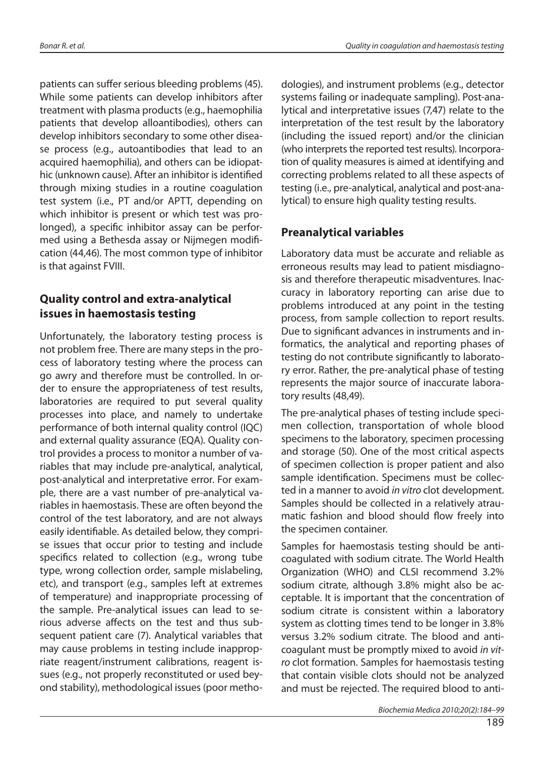patients can suffer serious bleeding problems (45). While some patients can develop inhibitors after treatment with plasma products (e.g., haemophilia patients that develop alloantibodies), others can develop inhibitors secondary to some other disease process (e.g., autoantibodies that lead to an acquired haemophilia), and others can be idiopathic (unknown cause). After an inhibitor is identified through mixing studies in a routine coagulation test system (i.e., PT and/or APTT, depending on which inhibitor is present or which test was prolonged), a specific inhibitor assay can be performed using a Bethesda assay or Nijmegen modification (44,46). The most common type of inhibitor is that against FVIII.

## Quality control and extra-analytical issues in haemostasis testing

Unfortunately, the laboratory testing process is not problem free. There are many steps in the process of laboratory testing where the process can go awry and therefore must be controlled. In order to ensure the appropriateness of test results, laboratories are required to put several quality processes into place, and namely to undertake performance of both internal quality control (IQC) and external quality assurance (EQA). Quality control provides a process to monitor a number of variables that may include pre-analytical, analytical, post-analytical and interpretative error. For example, there are a vast number of pre-analytical variables in haemostasis. These are often beyond the control of the test laboratory, and are not always easily identifiable. As detailed below, they comprise issues that occur prior to testing and include specifics related to collection (e.g., wrong tube type, wrong collection order, sample mislabeling, etc), and transport (e.g., samples left at extremes of temperature) and inappropriate processing of the sample. Pre-analytical issues can lead to serious adverse affects on the test and thus subsequent patient care (7). Analytical variables that may cause problems in testing include inappropriate reagent/instrument calibrations, reagent issues (e.g., not properly reconstituted or used beyond stability), methodological issues (poor methodologies), and instrument problems (e.g., detector systems failing or inadequate sampling). Post-analytical and interpretative issues (7,47) relate to the interpretation of the test result by the laboratory (including the issued report) and/or the clinician (who interprets the reported test results). Incorporation of quality measures is aimed at identifying and correcting problems related to all these aspects of testing (i.e., pre-analytical, analytical and post-analytical) to ensure high quality testing results.

## Preanalytical variables

Laboratory data must be accurate and reliable as erroneous results may lead to patient misdiagnosis and therefore therapeutic misadventures. Inaccuracy in laboratory reporting can arise due to problems introduced at any point in the testing process, from sample collection to report results. Due to significant advances in instruments and informatics, the analytical and reporting phases of testing do not contribute significantly to laboratory error. Rather, the pre-analytical phase of testing represents the major source of inaccurate laboratory results (48,49).

The pre-analytical phases of testing include specimen collection, transportation of whole blood specimens to the laboratory, specimen processing and storage (50). One of the most critical aspects of specimen collection is proper patient and also sample identification. Specimens must be collected in a manner to avoid *in vitro* clot development. Samples should be collected in a relatively atraumatic fashion and blood should flow freely into the specimen container.

Samples for haemostasis testing should be anticoagulated with sodium citrate. The World Health Organization (WHO) and CLSI recommend 3.2% sodium citrate, although 3.8% might also be acceptable. It is important that the concentration of sodium citrate is consistent within a laboratory system as clotting times tend to be longer in 3.8% versus 3.2% sodium citrate. The blood and anticoagulant must be promptly mixed to avoid *in vitro* clot formation. Samples for haemostasis testing that contain visible clots should not be analyzed and must be rejected. The required blood to anti-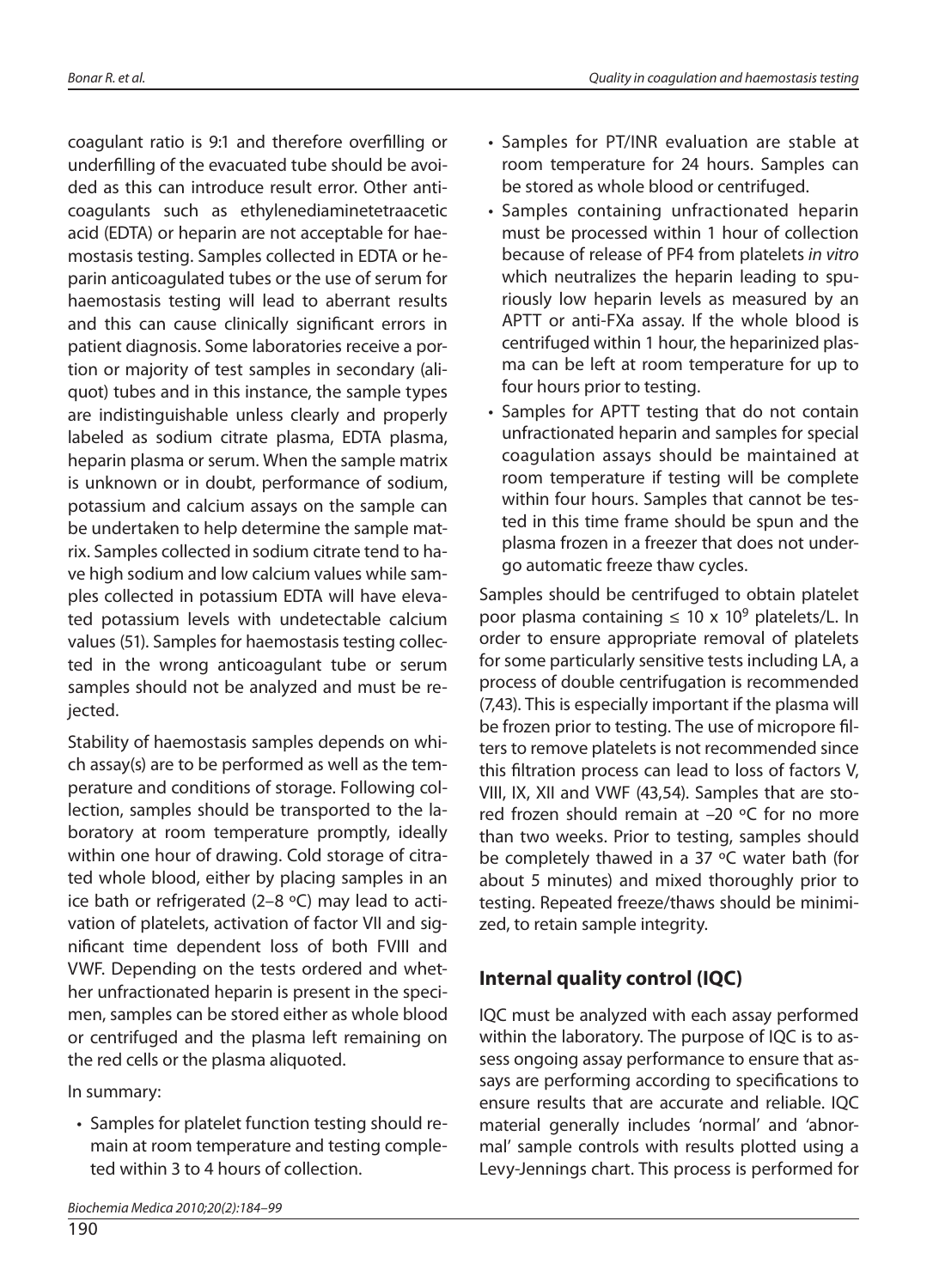coagulant ratio is 9:1 and therefore overfilling or underfilling of the evacuated tube should be avoided as this can introduce result error. Other anticoagulants such as ethylenediaminetetraacetic acid (EDTA) or heparin are not acceptable for haemostasis testing. Samples collected in EDTA or heparin anticoagulated tubes or the use of serum for haemostasis testing will lead to aberrant results and this can cause clinically significant errors in patient diagnosis. Some laboratories receive a portion or majority of test samples in secondary (aliquot) tubes and in this instance, the sample types are indistinguishable unless clearly and properly labeled as sodium citrate plasma, EDTA plasma, heparin plasma or serum. When the sample matrix is unknown or in doubt, performance of sodium, potassium and calcium assays on the sample can be undertaken to help determine the sample matrix. Samples collected in sodium citrate tend to have high sodium and low calcium values while samples collected in potassium EDTA will have elevated potassium levels with undetectable calcium values (51). Samples for haemostasis testing collected in the wrong anticoagulant tube or serum samples should not be analyzed and must be rejected.

Stability of haemostasis samples depends on which assay(s) are to be performed as well as the temperature and conditions of storage. Following collection, samples should be transported to the laboratory at room temperature promptly, ideally within one hour of drawing. Cold storage of citrated whole blood, either by placing samples in an ice bath or refrigerated (2–8 °C) may lead to activation of platelets, activation of factor VII and significant time dependent loss of both FVIII and VWF. Depending on the tests ordered and whether unfractionated heparin is present in the specimen, samples can be stored either as whole blood or centrifuged and the plasma left remaining on the red cells or the plasma aliquoted.

In summary:

- Samples for platelet function testing should remain at room temperature and testing completed within 3 to 4 hours of collection.
- Samples for PT/INR evaluation are stable at room temperature for 24 hours. Samples can be stored as whole blood or centrifuged.
- Samples containing unfractionated heparin must be processed within 1 hour of collection because of release of PF4 from platelets *in vitro* which neutralizes the heparin leading to spuriously low heparin levels as measured by an APTT or anti-FXa assay. If the whole blood is centrifuged within 1 hour, the heparinized plasma can be left at room temperature for up to four hours prior to testing.
- Samples for APTT testing that do not contain unfractionated heparin and samples for special coagulation assays should be maintained at room temperature if testing will be complete within four hours. Samples that cannot be tested in this time frame should be spun and the plasma frozen in a freezer that does not undergo automatic freeze thaw cycles.

Samples should be centrifuged to obtain platelet poor plasma containing $\leq 10 \times 10^9$ platelets/L. In order to ensure appropriate removal of platelets for some particularly sensitive tests including LA, a process of double centrifugation is recommended (7,43). This is especially important if the plasma will be frozen prior to testing. The use of micropore filters to remove platelets is not recommended since this filtration process can lead to loss of factors V, VIII, IX, XII and VWF (43,54). Samples that are stored frozen should remain at –20 °C for no more than two weeks. Prior to testing, samples should be completely thawed in a 37 °C water bath (for about 5 minutes) and mixed thoroughly prior to testing. Repeated freeze/thaws should be minimized, to retain sample integrity.

## Internal quality control (IQC)

IQC must be analyzed with each assay performed within the laboratory. The purpose of IQC is to assess ongoing assay performance to ensure that assays are performing according to specifications to ensure results that are accurate and reliable. IQC material generally includes 'normal' and 'abnormal' sample controls with results plotted using a Levy-Jennings chart. This process is performed for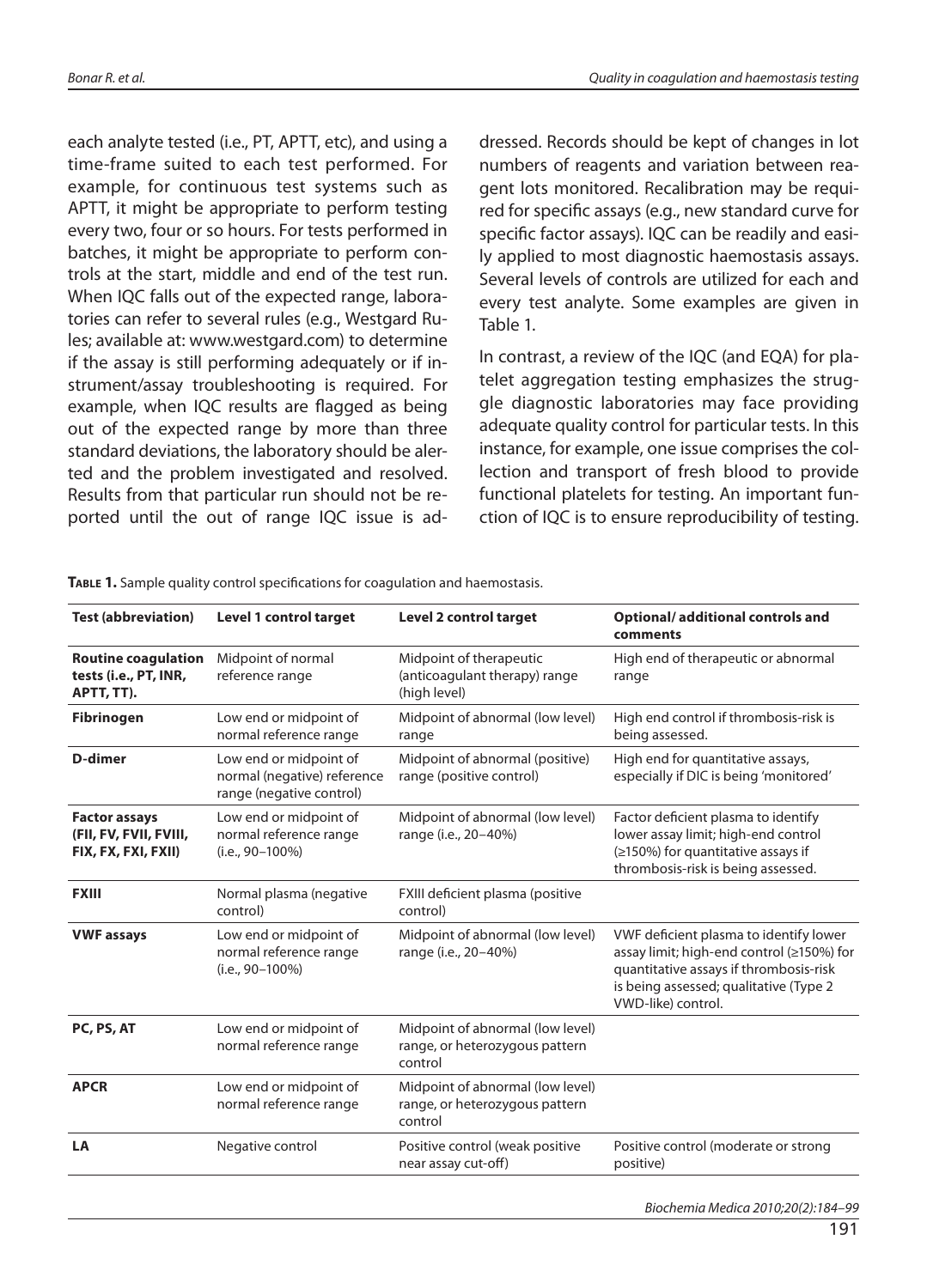each analyte tested (i.e., PT, APTT, etc), and using a time-frame suited to each test performed. For example, for continuous test systems such as APTT, it might be appropriate to perform testing every two, four or so hours. For tests performed in batches, it might be appropriate to perform controls at the start, middle and end of the test run. When IQC falls out of the expected range, laboratories can refer to several rules (e.g., Westgard Rules; available at: www.westgard.com) to determine if the assay is still performing adequately or if instrument/assay troubleshooting is required. For example, when IQC results are flagged as being out of the expected range by more than three standard deviations, the laboratory should be alerted and the problem investigated and resolved. Results from that particular run should not be reported until the out of range IQC issue is addressed. Records should be kept of changes in lot numbers of reagents and variation between reagent lots monitored. Recalibration may be required for specific assays (e.g., new standard curve for specific factor assays). IQC can be readily and easily applied to most diagnostic haemostasis assays. Several levels of controls are utilized for each and every test analyte. Some examples are given in Table 1.

In contrast, a review of the IQC (and EQA) for platelet aggregation testing emphasizes the struggle diagnostic laboratories may face providing adequate quality control for particular tests. In this instance, for example, one issue comprises the collection and transport of fresh blood to provide functional platelets for testing. An important function of IQC is to ensure reproducibility of testing.

**Table 1.** Sample quality control specifications for coagulation and haemostasis.

| Test (abbreviation) | Level 1 control target | Level 2 control target | Optional/ additional controls and comments |
|---|---|---|---|
| **Routine coagulation tests (i.e., PT, INR, APTT, TT).** | Midpoint of normal reference range | Midpoint of therapeutic (anticoagulant therapy) range (high level) | High end of therapeutic or abnormal range |
| **Fibrinogen** | Low end or midpoint of normal reference range | Midpoint of abnormal (low level) range | High end control if thrombosis-risk is being assessed. |
| **D-dimer** | Low end or midpoint of normal (negative) reference range (negative control) | Midpoint of abnormal (positive) range (positive control) | High end for quantitative assays, especially if DIC is being 'monitored' |
| **Factor assays (FII, FV, FVII, FVIII, FIX, FX, FXI, FXII)** | Low end or midpoint of normal reference range (i.e., 90–100%) | Midpoint of abnormal (low level) range (i.e., 20–40%) | Factor deficient plasma to identify lower assay limit; high-end control (≥150%) for quantitative assays if thrombosis-risk is being assessed. |
| **FXIII** | Normal plasma (negative control) | FXIII deficient plasma (positive control) | |
| **VWF assays** | Low end or midpoint of normal reference range (i.e., 90–100%) | Midpoint of abnormal (low level) range (i.e., 20–40%) | VWF deficient plasma to identify lower assay limit; high-end control (≥150%) for quantitative assays if thrombosis-risk is being assessed; qualitative (Type 2 VWD-like) control. |
| **PC, PS, AT** | Low end or midpoint of normal reference range | Midpoint of abnormal (low level) range, or heterozygous pattern control | |
| **APCR** | Low end or midpoint of normal reference range | Midpoint of abnormal (low level) range, or heterozygous pattern control | |
| **LA** | Negative control | Positive control (weak positive near assay cut-off) | Positive control (moderate or strong positive) |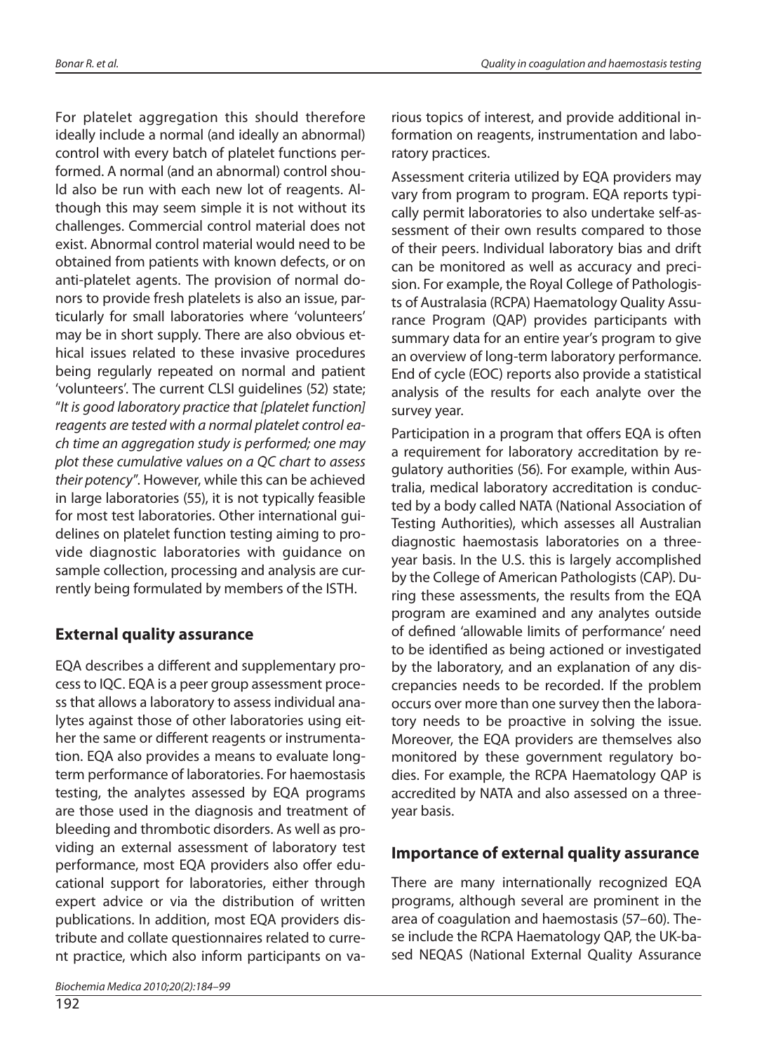For platelet aggregation this should therefore ideally include a normal (and ideally an abnormal) control with every batch of platelet functions performed. A normal (and an abnormal) control should also be run with each new lot of reagents. Although this may seem simple it is not without its challenges. Commercial control material does not exist. Abnormal control material would need to be obtained from patients with known defects, or on anti-platelet agents. The provision of normal donors to provide fresh platelets is also an issue, particularly for small laboratories where 'volunteers' may be in short supply. There are also obvious ethical issues related to these invasive procedures being regularly repeated on normal and patient 'volunteers'. The current CLSI guidelines (52) state; "*It is good laboratory practice that [platelet function] reagents are tested with a normal platelet control each time an aggregation study is performed; one may plot these cumulative values on a QC chart to assess their potency*". However, while this can be achieved in large laboratories (55), it is not typically feasible for most test laboratories. Other international guidelines on platelet function testing aiming to provide diagnostic laboratories with guidance on sample collection, processing and analysis are currently being formulated by members of the ISTH.

## External quality assurance

EQA describes a different and supplementary process to IQC. EQA is a peer group assessment process that allows a laboratory to assess individual analytes against those of other laboratories using either the same or different reagents or instrumentation. EQA also provides a means to evaluate long-term performance of laboratories. For haemostasis testing, the analytes assessed by EQA programs are those used in the diagnosis and treatment of bleeding and thrombotic disorders. As well as providing an external assessment of laboratory test performance, most EQA providers also offer educational support for laboratories, either through expert advice or via the distribution of written publications. In addition, most EQA providers distribute and collate questionnaires related to current practice, which also inform participants on various topics of interest, and provide additional information on reagents, instrumentation and laboratory practices.

Assessment criteria utilized by EQA providers may vary from program to program. EQA reports typically permit laboratories to also undertake self-assessment of their own results compared to those of their peers. Individual laboratory bias and drift can be monitored as well as accuracy and precision. For example, the Royal College of Pathologists of Australasia (RCPA) Haematology Quality Assurance Program (QAP) provides participants with summary data for an entire year's program to give an overview of long-term laboratory performance. End of cycle (EOC) reports also provide a statistical analysis of the results for each analyte over the survey year.

Participation in a program that offers EQA is often a requirement for laboratory accreditation by regulatory authorities (56). For example, within Australia, medical laboratory accreditation is conducted by a body called NATA (National Association of Testing Authorities), which assesses all Australian diagnostic haemostasis laboratories on a three-year basis. In the U.S. this is largely accomplished by the College of American Pathologists (CAP). During these assessments, the results from the EQA program are examined and any analytes outside of defined 'allowable limits of performance' need to be identified as being actioned or investigated by the laboratory, and an explanation of any discrepancies needs to be recorded. If the problem occurs over more than one survey then the laboratory needs to be proactive in solving the issue. Moreover, the EQA providers are themselves also monitored by these government regulatory bodies. For example, the RCPA Haematology QAP is accredited by NATA and also assessed on a three-year basis.

## Importance of external quality assurance

There are many internationally recognized EQA programs, although several are prominent in the area of coagulation and haemostasis (57–60). These include the RCPA Haematology QAP, the UK-based NEQAS (National External Quality Assurance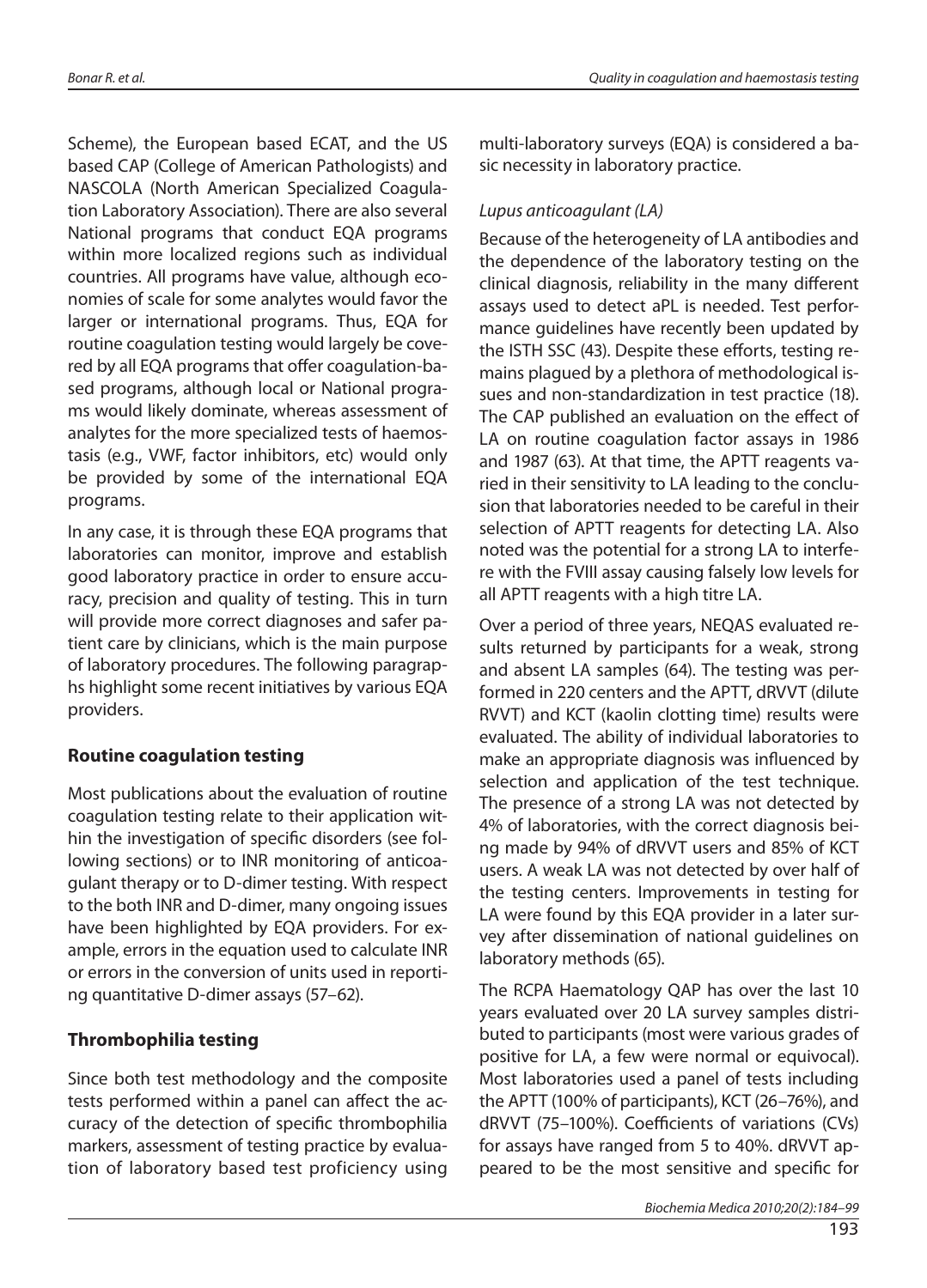Scheme), the European based ECAT, and the US based CAP (College of American Pathologists) and NASCOLA (North American Specialized Coagulation Laboratory Association). There are also several National programs that conduct EQA programs within more localized regions such as individual countries. All programs have value, although economies of scale for some analytes would favor the larger or international programs. Thus, EQA for routine coagulation testing would largely be covered by all EQA programs that offer coagulation-based programs, although local or National programs would likely dominate, whereas assessment of analytes for the more specialized tests of haemostasis (e.g., VWF, factor inhibitors, etc) would only be provided by some of the international EQA programs.

In any case, it is through these EQA programs that laboratories can monitor, improve and establish good laboratory practice in order to ensure accuracy, precision and quality of testing. This in turn will provide more correct diagnoses and safer patient care by clinicians, which is the main purpose of laboratory procedures. The following paragraphs highlight some recent initiatives by various EQA providers.

## Routine coagulation testing

Most publications about the evaluation of routine coagulation testing relate to their application within the investigation of specific disorders (see following sections) or to INR monitoring of anticoagulant therapy or to D-dimer testing. With respect to the both INR and D-dimer, many ongoing issues have been highlighted by EQA providers. For example, errors in the equation used to calculate INR or errors in the conversion of units used in reporting quantitative D-dimer assays (57–62).

## Thrombophilia testing

Since both test methodology and the composite tests performed within a panel can affect the accuracy of the detection of specific thrombophilia markers, assessment of testing practice by evaluation of laboratory based test proficiency using multi-laboratory surveys (EQA) is considered a basic necessity in laboratory practice.

### *Lupus anticoagulant (LA)*

Because of the heterogeneity of LA antibodies and the dependence of the laboratory testing on the clinical diagnosis, reliability in the many different assays used to detect aPL is needed. Test performance guidelines have recently been updated by the ISTH SSC (43). Despite these efforts, testing remains plagued by a plethora of methodological issues and non-standardization in test practice (18). The CAP published an evaluation on the effect of LA on routine coagulation factor assays in 1986 and 1987 (63). At that time, the APTT reagents varied in their sensitivity to LA leading to the conclusion that laboratories needed to be careful in their selection of APTT reagents for detecting LA. Also noted was the potential for a strong LA to interfere with the FVIII assay causing falsely low levels for all APTT reagents with a high titre LA.

Over a period of three years, NEQAS evaluated results returned by participants for a weak, strong and absent LA samples (64). The testing was performed in 220 centers and the APTT, dRVVT (dilute RVVT) and KCT (kaolin clotting time) results were evaluated. The ability of individual laboratories to make an appropriate diagnosis was influenced by selection and application of the test technique. The presence of a strong LA was not detected by 4% of laboratories, with the correct diagnosis being made by 94% of dRVVT users and 85% of KCT users. A weak LA was not detected by over half of the testing centers. Improvements in testing for LA were found by this EQA provider in a later survey after dissemination of national guidelines on laboratory methods (65).

The RCPA Haematology QAP has over the last 10 years evaluated over 20 LA survey samples distributed to participants (most were various grades of positive for LA, a few were normal or equivocal). Most laboratories used a panel of tests including the APTT (100% of participants), KCT (26–76%), and dRVVT (75–100%). Coefficients of variations (CVs) for assays have ranged from 5 to 40%. dRVVT appeared to be the most sensitive and specific for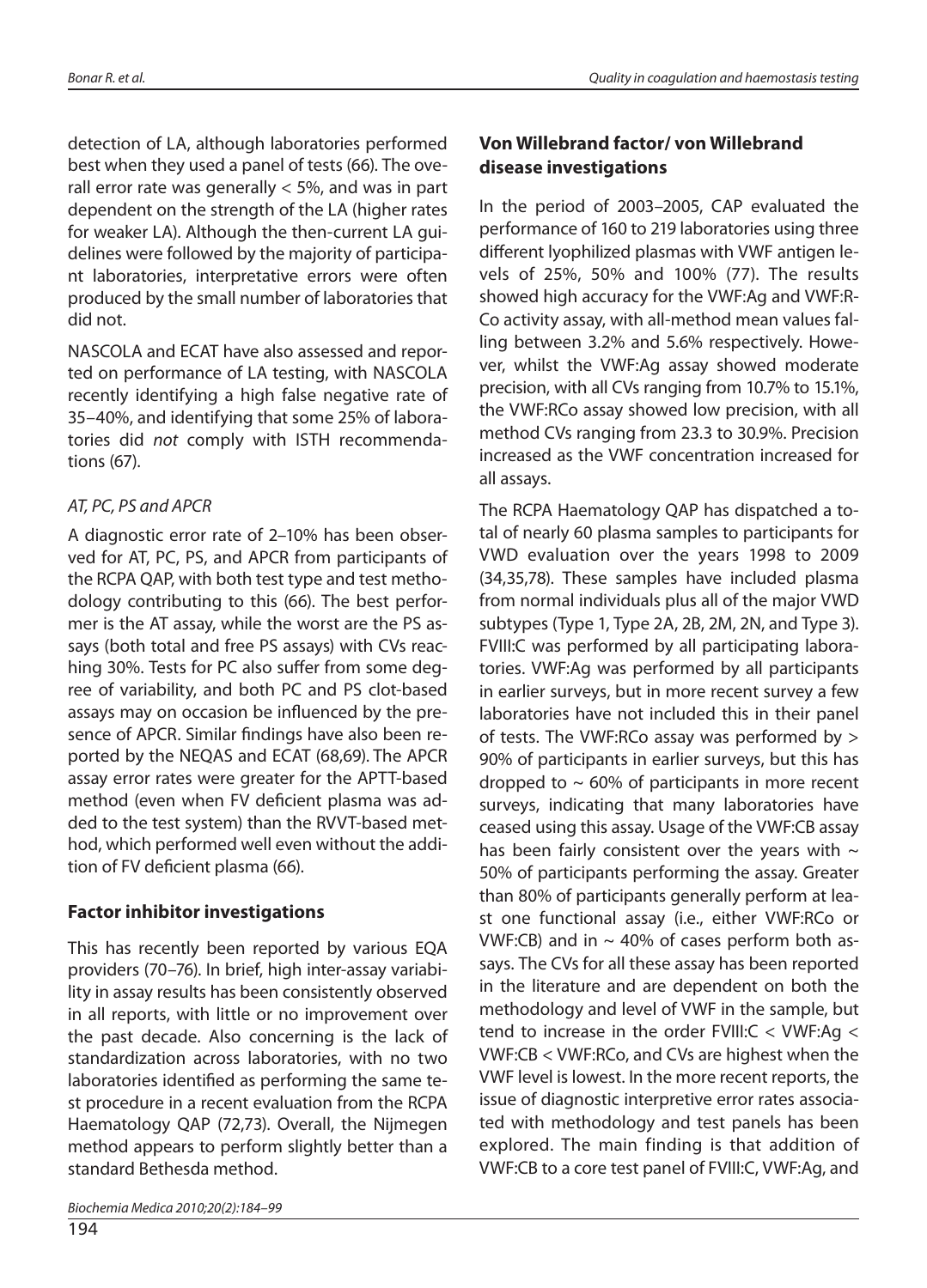detection of LA, although laboratories performed best when they used a panel of tests (66). The overall error rate was generally < 5%, and was in part dependent on the strength of the LA (higher rates for weaker LA). Although the then-current LA guidelines were followed by the majority of participant laboratories, interpretative errors were often produced by the small number of laboratories that did not.

NASCOLA and ECAT have also assessed and reported on performance of LA testing, with NASCOLA recently identifying a high false negative rate of 35–40%, and identifying that some 25% of laboratories did *not* comply with ISTH recommendations (67).

### *AT, PC, PS and APCR*

A diagnostic error rate of 2–10% has been observed for AT, PC, PS, and APCR from participants of the RCPA QAP, with both test type and test methodology contributing to this (66). The best performer is the AT assay, while the worst are the PS assays (both total and free PS assays) with CVs reaching 30%. Tests for PC also suffer from some degree of variability, and both PC and PS clot-based assays may on occasion be influenced by the presence of APCR. Similar findings have also been reported by the NEQAS and ECAT (68,69). The APCR assay error rates were greater for the APTT-based method (even when FV deficient plasma was added to the test system) than the RVVT-based method, which performed well even without the addition of FV deficient plasma (66).

## **Factor inhibitor investigations**

This has recently been reported by various EQA providers (70–76). In brief, high inter-assay variability in assay results has been consistently observed in all reports, with little or no improvement over the past decade. Also concerning is the lack of standardization across laboratories, with no two laboratories identified as performing the same test procedure in a recent evaluation from the RCPA Haematology QAP (72,73). Overall, the Nijmegen method appears to perform slightly better than a standard Bethesda method.

## **Von Willebrand factor/ von Willebrand disease investigations**

In the period of 2003–2005, CAP evaluated the performance of 160 to 219 laboratories using three different lyophilized plasmas with VWF antigen levels of 25%, 50% and 100% (77). The results showed high accuracy for the VWF:Ag and VWF:RCo activity assay, with all-method mean values falling between 3.2% and 5.6% respectively. However, whilst the VWF:Ag assay showed moderate precision, with all CVs ranging from 10.7% to 15.1%, the VWF:RCo assay showed low precision, with all method CVs ranging from 23.3 to 30.9%. Precision increased as the VWF concentration increased for all assays.

The RCPA Haematology QAP has dispatched a total of nearly 60 plasma samples to participants for VWD evaluation over the years 1998 to 2009 (34,35,78). These samples have included plasma from normal individuals plus all of the major VWD subtypes (Type 1, Type 2A, 2B, 2M, 2N, and Type 3). FVIII:C was performed by all participating laboratories. VWF:Ag was performed by all participants in earlier surveys, but in more recent survey a few laboratories have not included this in their panel of tests. The VWF:RCo assay was performed by > 90% of participants in earlier surveys, but this has dropped to ~ 60% of participants in more recent surveys, indicating that many laboratories have ceased using this assay. Usage of the VWF:CB assay has been fairly consistent over the years with ~ 50% of participants performing the assay. Greater than 80% of participants generally perform at least one functional assay (i.e., either VWF:RCo or VWF:CB) and in ~ 40% of cases perform both assays. The CVs for all these assay has been reported in the literature and are dependent on both the methodology and level of VWF in the sample, but tend to increase in the order FVIII:C < VWF:Ag < VWF:CB < VWF:RCo, and CVs are highest when the VWF level is lowest. In the more recent reports, the issue of diagnostic interpretive error rates associated with methodology and test panels has been explored. The main finding is that addition of VWF:CB to a core test panel of FVIII:C, VWF:Ag, and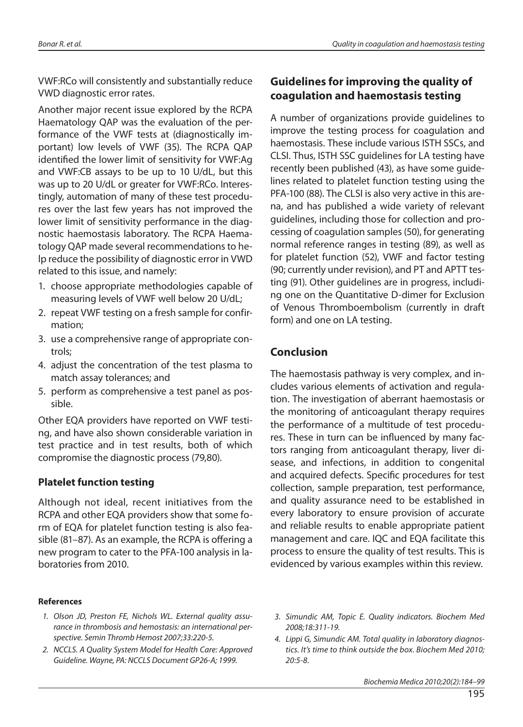VWF:RCo will consistently and substantially reduce VWD diagnostic error rates.

Another major recent issue explored by the RCPA Haematology QAP was the evaluation of the performance of the VWF tests at (diagnostically important) low levels of VWF (35). The RCPA QAP identified the lower limit of sensitivity for VWF:Ag and VWF:CB assays to be up to 10 U/dL, but this was up to 20 U/dL or greater for VWF:RCo. Interestingly, automation of many of these test procedures over the last few years has not improved the lower limit of sensitivity performance in the diagnostic haemostasis laboratory. The RCPA Haematology QAP made several recommendations to help reduce the possibility of diagnostic error in VWD related to this issue, and namely:

1. choose appropriate methodologies capable of measuring levels of VWF well below 20 U/dL;
2. repeat VWF testing on a fresh sample for confirmation;
3. use a comprehensive range of appropriate controls;
4. adjust the concentration of the test plasma to match assay tolerances; and
5. perform as comprehensive a test panel as possible.

Other EQA providers have reported on VWF testing, and have also shown considerable variation in test practice and in test results, both of which compromise the diagnostic process (79,80).

### Platelet function testing

Although not ideal, recent initiatives from the RCPA and other EQA providers show that some form of EQA for platelet function testing is also feasible (81–87). As an example, the RCPA is offering a new program to cater to the PFA-100 analysis in laboratories from 2010.

## Guidelines for improving the quality of coagulation and haemostasis testing

A number of organizations provide guidelines to improve the testing process for coagulation and haemostasis. These include various ISTH SSCs, and CLSI. Thus, ISTH SSC guidelines for LA testing have recently been published (43), as have some guidelines related to platelet function testing using the PFA-100 (88). The CLSI is also very active in this arena, and has published a wide variety of relevant guidelines, including those for collection and processing of coagulation samples (50), for generating normal reference ranges in testing (89), as well as for platelet function (52), VWF and factor testing (90; currently under revision), and PT and APTT testing (91). Other guidelines are in progress, including one on the Quantitative D-dimer for Exclusion of Venous Thromboembolism (currently in draft form) and one on LA testing.

## Conclusion

The haemostasis pathway is very complex, and includes various elements of activation and regulation. The investigation of aberrant haemostasis or the monitoring of anticoagulant therapy requires the performance of a multitude of test procedures. These in turn can be influenced by many factors ranging from anticoagulant therapy, liver disease, and infections, in addition to congenital and acquired defects. Specific procedures for test collection, sample preparation, test performance, and quality assurance need to be established in every laboratory to ensure provision of accurate and reliable results to enable appropriate patient management and care. IQC and EQA facilitate this process to ensure the quality of test results. This is evidenced by various examples within this review.

#### References

1. *Olson JD, Preston FE, Nichols WL. External quality assurance in thrombosis and hemostasis: an international perspective. Semin Thromb Hemost 2007;33:220-5.*
2. *NCCLS. A Quality System Model for Health Care: Approved Guideline. Wayne, PA: NCCLS Document GP26-A; 1999.*
3. *Simundic AM, Topic E. Quality indicators. Biochem Med 2008;18:311-19.*
4. *Lippi G, Simundic AM. Total quality in laboratory diagnostics. It's time to think outside the box. Biochem Med 2010; 20:5-8.*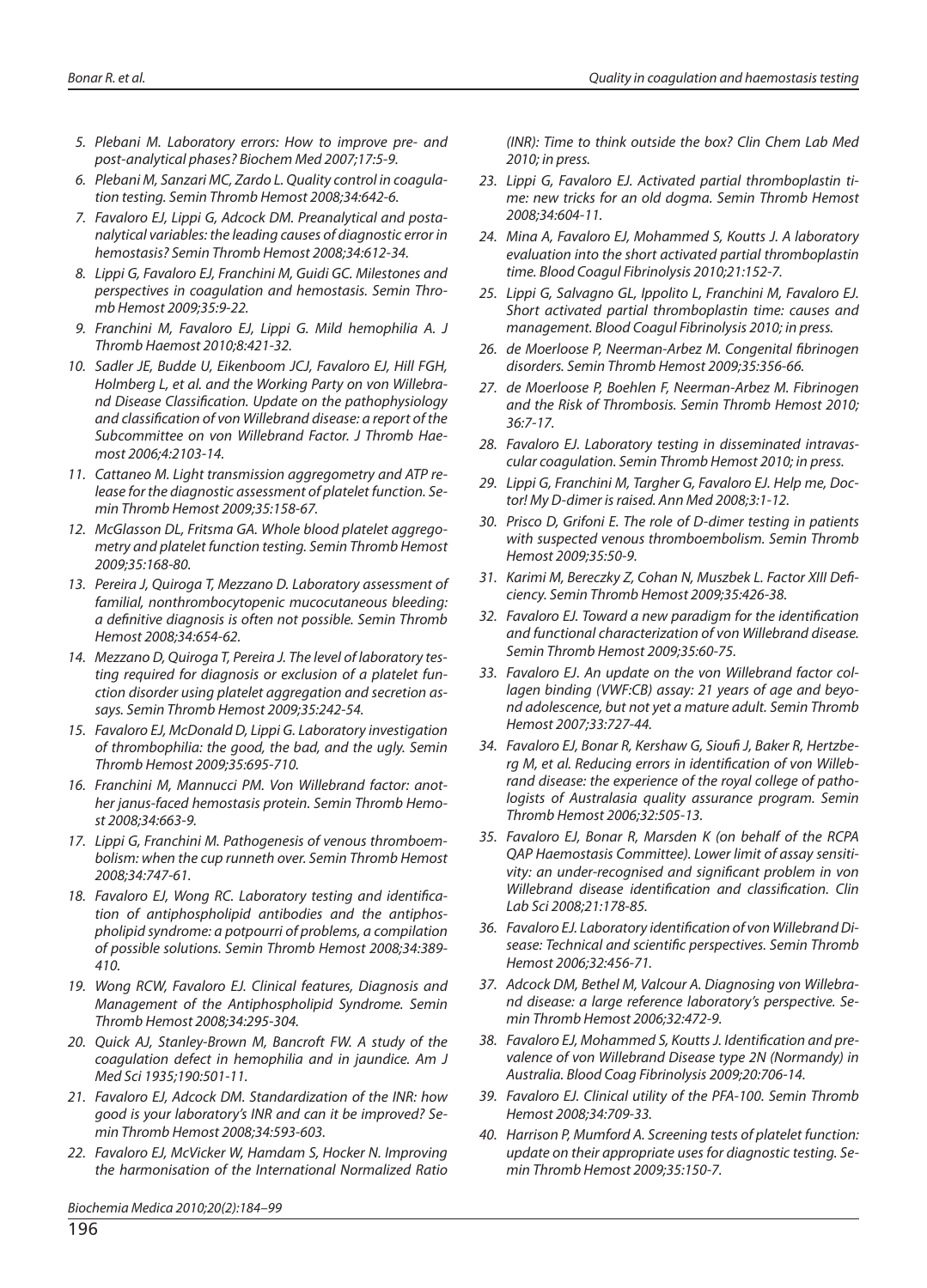5. Plebani M. Laboratory errors: How to improve pre- and post-analytical phases? Biochem Med 2007;17:5-9.
6. Plebani M, Sanzari MC, Zardo L. Quality control in coagulation testing. Semin Thromb Hemost 2008;34:642-6.
7. Favaloro EJ, Lippi G, Adcock DM. Preanalytical and postanalytical variables: the leading causes of diagnostic error in hemostasis? Semin Thromb Hemost 2008;34:612-34.
8. Lippi G, Favaloro EJ, Franchini M, Guidi GC. Milestones and perspectives in coagulation and hemostasis. Semin Thromb Hemost 2009;35:9-22.
9. Franchini M, Favaloro EJ, Lippi G. Mild hemophilia A. J Thromb Haemost 2010;8:421-32.
10. Sadler JE, Budde U, Eikenboom JCJ, Favaloro EJ, Hill FGH, Holmberg L, et al. and the Working Party on von Willebrand Disease Classification. Update on the pathophysiology and classification of von Willebrand disease: a report of the Subcommittee on von Willebrand Factor. J Thromb Haemost 2006;4:2103-14.
11. Cattaneo M. Light transmission aggregometry and ATP release for the diagnostic assessment of platelet function. Semin Thromb Hemost 2009;35:158-67.
12. McGlasson DL, Fritsma GA. Whole blood platelet aggregometry and platelet function testing. Semin Thromb Hemost 2009;35:168-80.
13. Pereira J, Quiroga T, Mezzano D. Laboratory assessment of familial, nonthrombocytopenic mucocutaneous bleeding: a definitive diagnosis is often not possible. Semin Thromb Hemost 2008;34:654-62.
14. Mezzano D, Quiroga T, Pereira J. The level of laboratory testing required for diagnosis or exclusion of a platelet function disorder using platelet aggregation and secretion assays. Semin Thromb Hemost 2009;35:242-54.
15. Favaloro EJ, McDonald D, Lippi G. Laboratory investigation of thrombophilia: the good, the bad, and the ugly. Semin Thromb Hemost 2009;35:695-710.
16. Franchini M, Mannucci PM. Von Willebrand factor: another janus-faced hemostasis protein. Semin Thromb Hemost 2008;34:663-9.
17. Lippi G, Franchini M. Pathogenesis of venous thromboembolism: when the cup runneth over. Semin Thromb Hemost 2008;34:747-61.
18. Favaloro EJ, Wong RC. Laboratory testing and identification of antiphospholipid antibodies and the antiphospholipid syndrome: a potpourri of problems, a compilation of possible solutions. Semin Thromb Hemost 2008;34:389-410.
19. Wong RCW, Favaloro EJ. Clinical features, Diagnosis and Management of the Antiphospholipid Syndrome. Semin Thromb Hemost 2008;34:295-304.
20. Quick AJ, Stanley-Brown M, Bancroft FW. A study of the coagulation defect in hemophilia and in jaundice. Am J Med Sci 1935;190:501-11.
21. Favaloro EJ, Adcock DM. Standardization of the INR: how good is your laboratory's INR and can it be improved? Semin Thromb Hemost 2008;34:593-603.
22. Favaloro EJ, McVicker W, Hamdam S, Hocker N. Improving the harmonisation of the International Normalized Ratio (INR): Time to think outside the box? Clin Chem Lab Med 2010; in press.
23. Lippi G, Favaloro EJ. Activated partial thromboplastin time: new tricks for an old dogma. Semin Thromb Hemost 2008;34:604-11.
24. Mina A, Favaloro EJ, Mohammed S, Koutts J. A laboratory evaluation into the short activated partial thromboplastin time. Blood Coagul Fibrinolysis 2010;21:152-7.
25. Lippi G, Salvagno GL, Ippolito L, Franchini M, Favaloro EJ. Short activated partial thromboplastin time: causes and management. Blood Coagul Fibrinolysis 2010; in press.
26. de Moerloose P, Neerman-Arbez M. Congenital fibrinogen disorders. Semin Thromb Hemost 2009;35:356-66.
27. de Moerloose P, Boehlen F, Neerman-Arbez M. Fibrinogen and the Risk of Thrombosis. Semin Thromb Hemost 2010; 36:7-17.
28. Favaloro EJ. Laboratory testing in disseminated intravascular coagulation. Semin Thromb Hemost 2010; in press.
29. Lippi G, Franchini M, Targher G, Favaloro EJ. Help me, Doctor! My D-dimer is raised. Ann Med 2008;3:1-12.
30. Prisco D, Grifoni E. The role of D-dimer testing in patients with suspected venous thromboembolism. Semin Thromb Hemost 2009;35:50-9.
31. Karimi M, Bereczky Z, Cohan N, Muszbek L. Factor XIII Deficiency. Semin Thromb Hemost 2009;35:426-38.
32. Favaloro EJ. Toward a new paradigm for the identification and functional characterization of von Willebrand disease. Semin Thromb Hemost 2009;35:60-75.
33. Favaloro EJ. An update on the von Willebrand factor collagen binding (VWF:CB) assay: 21 years of age and beyond adolescence, but not yet a mature adult. Semin Thromb Hemost 2007;33:727-44.
34. Favaloro EJ, Bonar R, Kershaw G, Sioufi J, Baker R, Hertzberg M, et al. Reducing errors in identification of von Willebrand disease: the experience of the royal college of pathologists of Australasia quality assurance program. Semin Thromb Hemost 2006;32:505-13.
35. Favaloro EJ, Bonar R, Marsden K (on behalf of the RCPA QAP Haemostasis Committee). Lower limit of assay sensitivity: an under-recognised and significant problem in von Willebrand disease identification and classification. Clin Lab Sci 2008;21:178-85.
36. Favaloro EJ. Laboratory identification of von Willebrand Disease: Technical and scientific perspectives. Semin Thromb Hemost 2006;32:456-71.
37. Adcock DM, Bethel M, Valcour A. Diagnosing von Willebrand disease: a large reference laboratory's perspective. Semin Thromb Hemost 2006;32:472-9.
38. Favaloro EJ, Mohammed S, Koutts J. Identification and prevalence of von Willebrand Disease type 2N (Normandy) in Australia. Blood Coag Fibrinolysis 2009;20:706-14.
39. Favaloro EJ. Clinical utility of the PFA-100. Semin Thromb Hemost 2008;34:709-33.
40. Harrison P, Mumford A. Screening tests of platelet function: update on their appropriate uses for diagnostic testing. Semin Thromb Hemost 2009;35:150-7.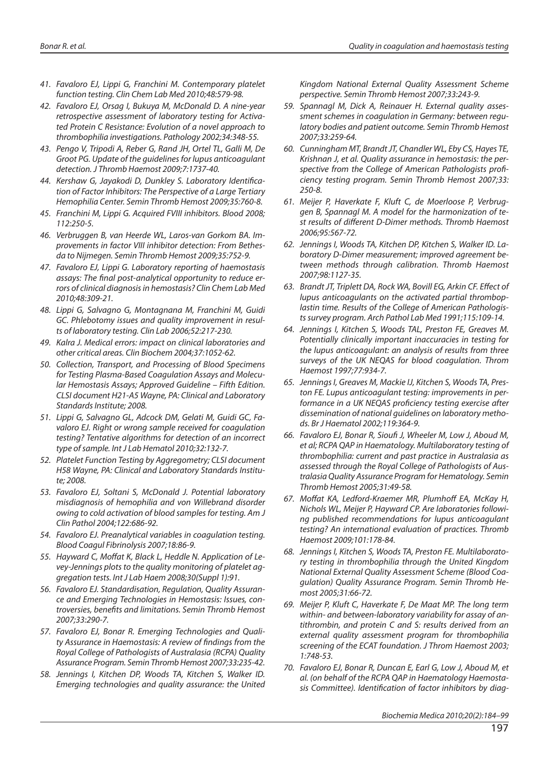41. *Favaloro EJ, Lippi G, Franchini M. Contemporary platelet function testing. Clin Chem Lab Med 2010;48:579-98.*
42. *Favaloro EJ, Orsag I, Bukuya M, McDonald D. A nine-year retrospective assessment of laboratory testing for Activated Protein C Resistance: Evolution of a novel approach to thrombophilia investigations. Pathology 2002;34:348-55.*
43. *Pengo V, Tripodi A, Reber G, Rand JH, Ortel TL, Galli M, De Groot PG. Update of the guidelines for lupus anticoagulant detection. J Thromb Haemost 2009;7:1737-40.*
44. *Kershaw G, Jayakodi D, Dunkley S. Laboratory Identification of Factor Inhibitors: The Perspective of a Large Tertiary Hemophilia Center. Semin Thromb Hemost 2009;35:760-8.*
45. *Franchini M, Lippi G. Acquired FVIII inhibitors. Blood 2008; 112:250-5.*
46. *Verbruggen B, van Heerde WL, Laros-van Gorkom BA. Improvements in factor VIII inhibitor detection: From Bethesda to Nijmegen. Semin Thromb Hemost 2009;35:752-9.*
47. *Favaloro EJ, Lippi G. Laboratory reporting of haemostasis assays: The final post-analytical opportunity to reduce errors of clinical diagnosis in hemostasis? Clin Chem Lab Med 2010;48:309-21.*
48. *Lippi G, Salvagno G, Montagnana M, Franchini M, Guidi GC. Phlebotomy issues and quality improvement in results of laboratory testing. Clin Lab 2006;52:217-230.*
49. *Kalra J. Medical errors: impact on clinical laboratories and other critical areas. Clin Biochem 2004;37:1052-62.*
50. *Collection, Transport, and Processing of Blood Specimens for Testing Plasma-Based Coagulation Assays and Molecular Hemostasis Assays; Approved Guideline – Fifth Edition. CLSI document H21-A5 Wayne, PA: Clinical and Laboratory Standards Institute; 2008.*
51. *Lippi G, Salvagno GL, Adcock DM, Gelati M, Guidi GC, Favaloro EJ. Right or wrong sample received for coagulation testing? Tentative algorithms for detection of an incorrect type of sample. Int J Lab Hematol 2010;32:132-7.*
52. *Platelet Function Testing by Aggregometry; CLSI document H58 Wayne, PA: Clinical and Laboratory Standards Institute; 2008.*
53. *Favaloro EJ, Soltani S, McDonald J. Potential laboratory misdiagnosis of hemophilia and von Willebrand disorder owing to cold activation of blood samples for testing. Am J Clin Pathol 2004;122:686-92.*
54. *Favaloro EJ. Preanalytical variables in coagulation testing. Blood Coagul Fibrinolysis 2007;18:86-9.*
55. *Hayward C, Moffat K, Black L, Heddle N. Application of Levey-Jennings plots to the quality monitoring of platelet aggregation tests. Int J Lab Haem 2008;30(Suppl 1):91.*
56. *Favaloro EJ. Standardisation, Regulation, Quality Assurance and Emerging Technologies in Hemostasis: Issues, controversies, benefits and limitations. Semin Thromb Hemost 2007;33:290-7.*
57. *Favaloro EJ, Bonar R. Emerging Technologies and Quality Assurance in Haemostasis: A review of findings from the Royal College of Pathologists of Australasia (RCPA) Quality Assurance Program. Semin Thromb Hemost 2007;33:235-42.*
58. *Jennings I, Kitchen DP, Woods TA, Kitchen S, Walker ID. Emerging technologies and quality assurance: the United Kingdom National External Quality Assessment Scheme perspective. Semin Thromb Hemost 2007;33:243-9.*
59. *Spannagl M, Dick A, Reinauer H. External quality assessment schemes in coagulation in Germany: between regulatory bodies and patient outcome. Semin Thromb Hemost 2007;33:259-64.*
60. *Cunningham MT, Brandt JT, Chandler WL, Eby CS, Hayes TE, Krishnan J, et al. Quality assurance in hemostasis: the perspective from the College of American Pathologists proficiency testing program. Semin Thromb Hemost 2007;33: 250-8.*
61. *Meijer P, Haverkate F, Kluft C, de Moerloose P, Verbruggen B, Spannagl M. A model for the harmonization of test results of different D-Dimer methods. Thromb Haemost 2006;95:567-72.*
62. *Jennings I, Woods TA, Kitchen DP, Kitchen S, Walker ID. Laboratory D-Dimer measurement; improved agreement between methods through calibration. Thromb Haemost 2007;98:1127-35.*
63. *Brandt JT, Triplett DA, Rock WA, Bovill EG, Arkin CF. Effect of lupus anticoagulants on the activated partial thromboplastin time. Results of the College of American Pathologists survey program. Arch Pathol Lab Med 1991;115:109-14.*
64. *Jennings I, Kitchen S, Woods TAL, Preston FE, Greaves M. Potentially clinically important inaccuracies in testing for the lupus anticoagulant: an analysis of results from three surveys of the UK NEQAS for blood coagulation. Throm Haemost 1997;77:934-7.*
65. *Jennings I, Greaves M, Mackie IJ, Kitchen S, Woods TA, Preston FE. Lupus anticoagulant testing: improvements in performance in a UK NEQAS proficiency testing exercise after dissemination of national guidelines on laboratory methods. Br J Haematol 2002;119:364-9.*
66. *Favaloro EJ, Bonar R, Sioufi J, Wheeler M, Low J, Aboud M, et al; RCPA QAP in Haematology. Multilaboratory testing of thrombophilia: current and past practice in Australasia as assessed through the Royal College of Pathologists of Australasia Quality Assurance Program for Hematology. Semin Thromb Hemost 2005;31:49-58.*
67. *Moffat KA, Ledford-Kraemer MR, Plumhoff EA, McKay H, Nichols WL, Meijer P, Hayward CP. Are laboratories following published recommendations for lupus anticoagulant testing? An international evaluation of practices. Thromb Haemost 2009;101:178-84.*
68. *Jennings I, Kitchen S, Woods TA, Preston FE. Multilaboratory testing in thrombophilia through the United Kingdom National External Quality Assessment Scheme (Blood Coagulation) Quality Assurance Program. Semin Thromb Hemost 2005;31:66-72.*
69. *Meijer P, Kluft C, Haverkate F, De Maat MP. The long term within- and between-laboratory variability for assay of antithrombin, and protein C and S: results derived from an external quality assessment program for thrombophilia screening of the ECAT foundation. J Throm Haemost 2003; 1:748-53.*
70. *Favaloro EJ, Bonar R, Duncan E, Earl G, Low J, Aboud M, et al. (on behalf of the RCPA QAP in Haematology Haemostasis Committee). Identification of factor inhibitors by diag-*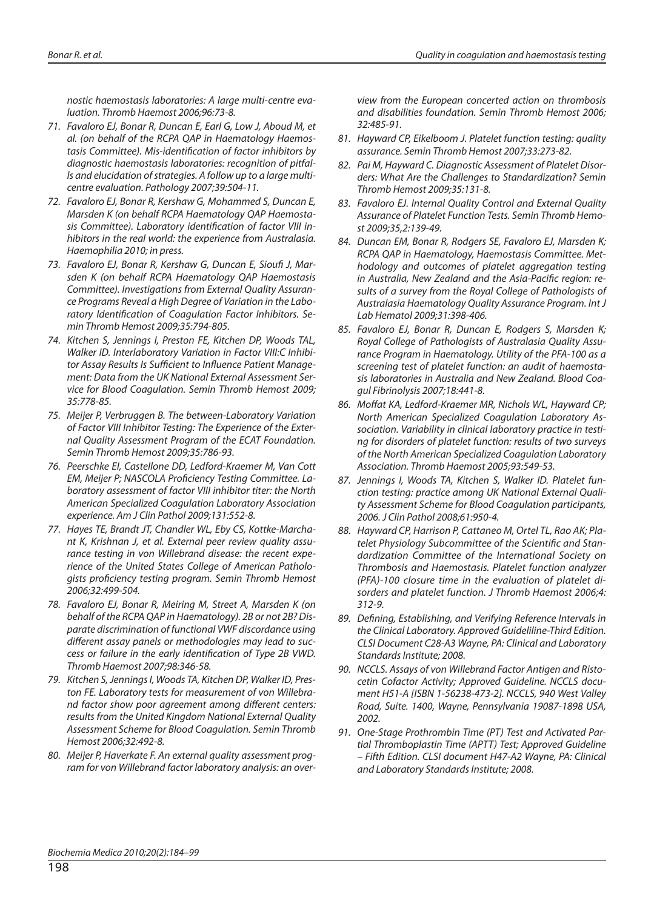nostic haemostasis laboratories: A large multi-centre evaluation. Thromb Haemost 2006;96:73-8.

71. Favaloro EJ, Bonar R, Duncan E, Earl G, Low J, Aboud M, et al. (on behalf of the RCPA QAP in Haematology Haemostasis Committee). Mis-identification of factor inhibitors by diagnostic haemostasis laboratories: recognition of pitfalls and elucidation of strategies. A follow up to a large multicentre evaluation. Pathology 2007;39:504-11.
72. Favaloro EJ, Bonar R, Kershaw G, Mohammed S, Duncan E, Marsden K (on behalf RCPA Haematology QAP Haemostasis Committee). Laboratory identification of factor VIII inhibitors in the real world: the experience from Australasia. Haemophilia 2010; in press.
73. Favaloro EJ, Bonar R, Kershaw G, Duncan E, Sioufi J, Marsden K (on behalf RCPA Haematology QAP Haemostasis Committee). Investigations from External Quality Assurance Programs Reveal a High Degree of Variation in the Laboratory Identification of Coagulation Factor Inhibitors. Semin Thromb Hemost 2009;35:794-805.
74. Kitchen S, Jennings I, Preston FE, Kitchen DP, Woods TAL, Walker ID. Interlaboratory Variation in Factor VIII:C Inhibitor Assay Results Is Sufficient to Influence Patient Management: Data from the UK National External Assessment Service for Blood Coagulation. Semin Thromb Hemost 2009; 35:778-85.
75. Meijer P, Verbruggen B. The between-Laboratory Variation of Factor VIII Inhibitor Testing: The Experience of the External Quality Assessment Program of the ECAT Foundation. Semin Thromb Hemost 2009;35:786-93.
76. Peerschke EI, Castellone DD, Ledford-Kraemer M, Van Cott EM, Meijer P; NASCOLA Proficiency Testing Committee. Laboratory assessment of factor VIII inhibitor titer: the North American Specialized Coagulation Laboratory Association experience. Am J Clin Pathol 2009;131:552-8.
77. Hayes TE, Brandt JT, Chandler WL, Eby CS, Kottke-Marchant K, Krishnan J, et al. External peer review quality assurance testing in von Willebrand disease: the recent experience of the United States College of American Pathologists proficiency testing program. Semin Thromb Hemost 2006;32:499-504.
78. Favaloro EJ, Bonar R, Meiring M, Street A, Marsden K (on behalf of the RCPA QAP in Haematology). 2B or not 2B? Disparate discrimination of functional VWF discordance using different assay panels or methodologies may lead to success or failure in the early identification of Type 2B VWD. Thromb Haemost 2007;98:346-58.
79. Kitchen S, Jennings I, Woods TA, Kitchen DP, Walker ID, Preston FE. Laboratory tests for measurement of von Willebrand factor show poor agreement among different centers: results from the United Kingdom National External Quality Assessment Scheme for Blood Coagulation. Semin Thromb Hemost 2006;32:492-8.
80. Meijer P, Haverkate F. An external quality assessment program for von Willebrand factor laboratory analysis: an overview from the European concerted action on thrombosis and disabilities foundation. Semin Thromb Hemost 2006; 32:485-91.
81. Hayward CP, Eikelboom J. Platelet function testing: quality assurance. Semin Thromb Hemost 2007;33:273-82.
82. Pai M, Hayward C. Diagnostic Assessment of Platelet Disorders: What Are the Challenges to Standardization? Semin Thromb Hemost 2009;35:131-8.
83. Favaloro EJ. Internal Quality Control and External Quality Assurance of Platelet Function Tests. Semin Thromb Hemost 2009;35,2:139-49.
84. Duncan EM, Bonar R, Rodgers SE, Favaloro EJ, Marsden K; RCPA QAP in Haematology, Haemostasis Committee. Methodology and outcomes of platelet aggregation testing in Australia, New Zealand and the Asia-Pacific region: results of a survey from the Royal College of Pathologists of Australasia Haematology Quality Assurance Program. Int J Lab Hematol 2009;31:398-406.
85. Favaloro EJ, Bonar R, Duncan E, Rodgers S, Marsden K; Royal College of Pathologists of Australasia Quality Assurance Program in Haematology. Utility of the PFA-100 as a screening test of platelet function: an audit of haemostasis laboratories in Australia and New Zealand. Blood Coagul Fibrinolysis 2007;18:441-8.
86. Moffat KA, Ledford-Kraemer MR, Nichols WL, Hayward CP; North American Specialized Coagulation Laboratory Association. Variability in clinical laboratory practice in testing for disorders of platelet function: results of two surveys of the North American Specialized Coagulation Laboratory Association. Thromb Haemost 2005;93:549-53.
87. Jennings I, Woods TA, Kitchen S, Walker ID. Platelet function testing: practice among UK National External Quality Assessment Scheme for Blood Coagulation participants, 2006. J Clin Pathol 2008;61:950-4.
88. Hayward CP, Harrison P, Cattaneo M, Ortel TL, Rao AK; Platelet Physiology Subcommittee of the Scientific and Standardization Committee of the International Society on Thrombosis and Haemostasis. Platelet function analyzer (PFA)-100 closure time in the evaluation of platelet disorders and platelet function. J Thromb Haemost 2006;4: 312-9.
89. Defining, Establishing, and Verifying Reference Intervals in the Clinical Laboratory. Approved Guidelline-Third Edition. CLSI Document C28-A3 Wayne, PA: Clinical and Laboratory Standards Institute; 2008.
90. NCCLS. Assays of von Willebrand Factor Antigen and Ristocetin Cofactor Activity; Approved Guideline. NCCLS document H51-A [ISBN 1-56238-473-2]. NCCLS, 940 West Valley Road, Suite. 1400, Wayne, Pennsylvania 19087-1898 USA, 2002.
91. One-Stage Prothrombin Time (PT) Test and Activated Partial Thromboplastin Time (APTT) Test; Approved Guideline – Fifth Edition. CLSI document H47-A2 Wayne, PA: Clinical and Laboratory Standards Institute; 2008.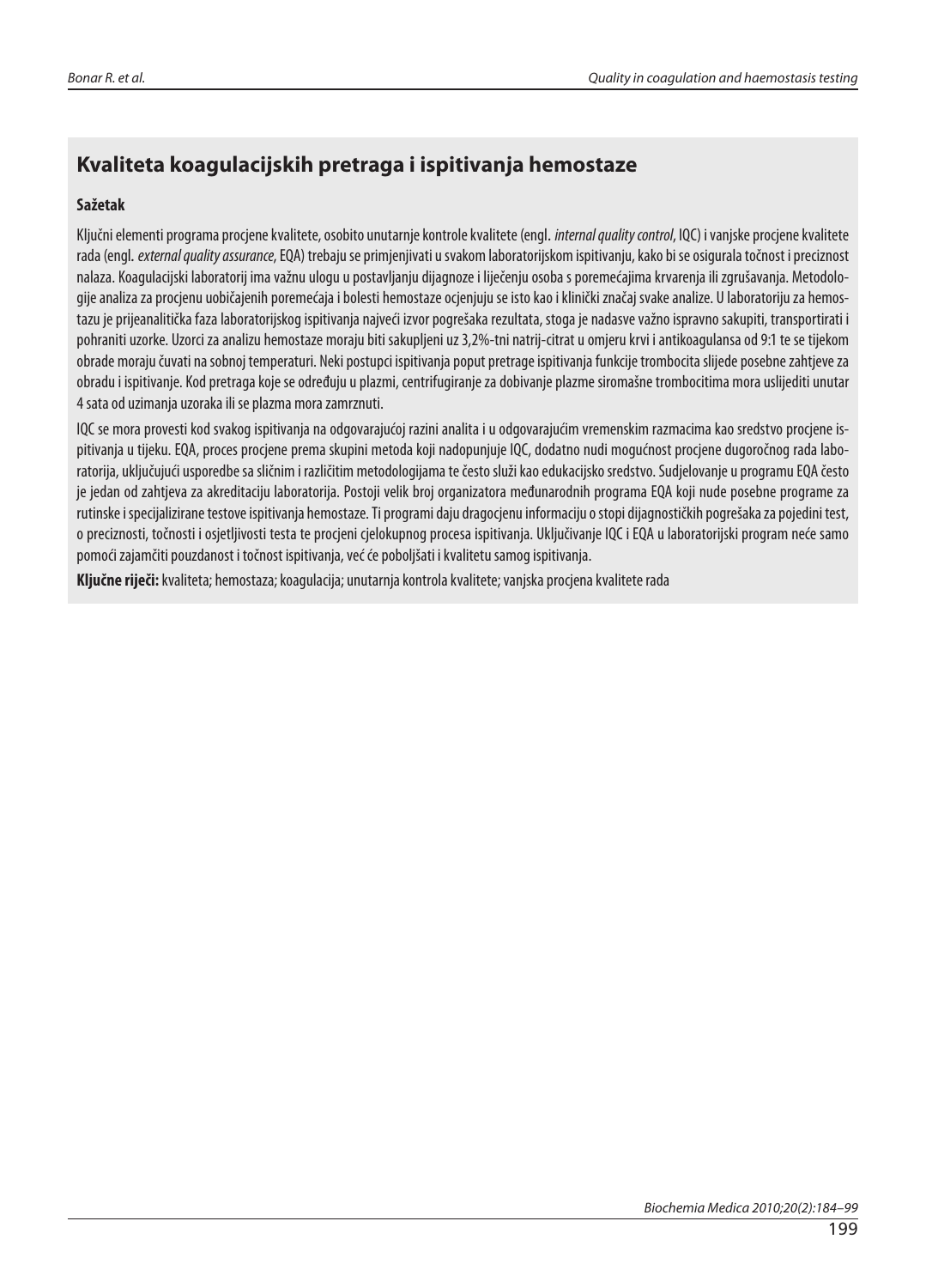## Kvaliteta koagulacijskih pretraga i ispitivanja hemostaze

**Sažetak**

Ključni elementi programa procjene kvalitete, osobito unutarnje kontrole kvalitete (engl. *internal quality control*, IQC) i vanjske procjene kvalitete rada (engl. *external quality assurance*, EQA) trebaju se primjenjivati u svakom laboratorijskom ispitivanju, kako bi se osigurala točnost i preciznost nalaza. Koagulacijski laboratorij ima važnu ulogu u postavljanju dijagnoze i liječenju osoba s poremećajima krvarenja ili zgrušavanja. Metodologije analiza za procjenu uobičajenih poremećaja i bolesti hemostaze ocjenjuju se isto kao i klinički značaj svake analize. U laboratoriju za hemostazu je prijeanalitička faza laboratorijskog ispitivanja najveći izvor pogrešaka rezultata, stoga je nadasve važno ispravno sakupiti, transportirati i pohraniti uzorke. Uzorci za analizu hemostaze moraju biti sakupljeni uz 3,2%-tni natrij-citrat u omjeru krvi i antikoagulansa od 9:1 te se tijekom obrade moraju čuvati na sobnoj temperaturi. Neki postupci ispitivanja poput pretrage ispitivanja funkcije trombocita slijede posebne zahtjeve za obradu i ispitivanje. Kod pretraga koje se određuju u plazmi, centrifugiranje za dobivanje plazme siromašne trombocitima mora uslijediti unutar 4 sata od uzimanja uzoraka ili se plazma mora zamrznuti.

IQC se mora provesti kod svakog ispitivanja na odgovarajućoj razini analita i u odgovarajućim vremenskim razmacima kao sredstvo procjene ispitivanja u tijeku. EQA, proces procjene prema skupini metoda koji nadopunjuje IQC, dodatno nudi mogućnost procjene dugoročnog rada laboratorija, uključujući usporedbe sa sličnim i različitim metodologijama te često služi kao edukacijsko sredstvo. Sudjelovanje u programu EQA često je jedan od zahtjeva za akreditaciju laboratorija. Postoji velik broj organizatora međunarodnih programa EQA koji nude posebne programe za rutinske i specijalizirane testove ispitivanja hemostaze. Ti programi daju dragocjenu informaciju o stopi dijagnostičkih pogrešaka za pojedini test, o preciznosti, točnosti i osjetljivosti testa te procjeni cjelokupnog procesa ispitivanja. Uključivanje IQC i EQA u laboratorijski program neće samo pomoći zajamčiti pouzdanost i točnost ispitivanja, već će poboljšati i kvalitetu samog ispitivanja.

**Ključne riječi:** kvaliteta; hemostaza; koagulacija; unutarnja kontrola kvalitete; vanjska procjena kvalitete rada